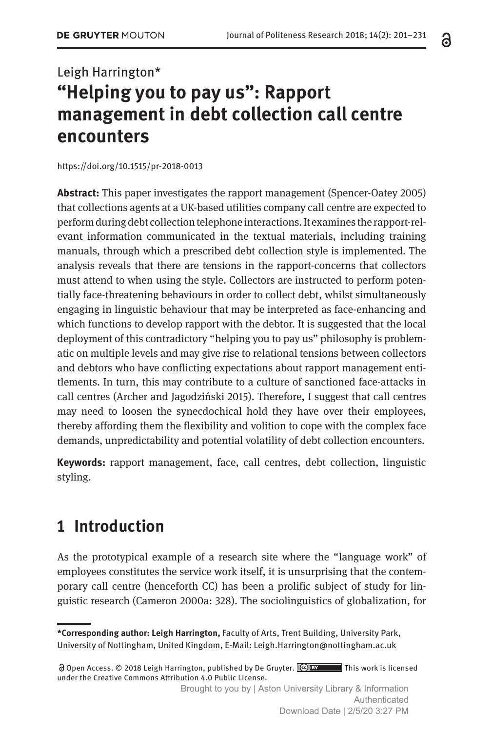Leigh Harrington*

# "Helping you to pay us": Rapport management in debt collection call centre encounters

https://doi.org/10.1515/pr-2018-0013

**Abstract:** This paper investigates the rapport management (Spencer-Oatey 2005) that collections agents at a UK-based utilities company call centre are expected to perform during debt collection telephone interactions. It examines the rapport-relevant information communicated in the textual materials, including training manuals, through which a prescribed debt collection style is implemented. The analysis reveals that there are tensions in the rapport-concerns that collectors must attend to when using the style. Collectors are instructed to perform potentially face-threatening behaviours in order to collect debt, whilst simultaneously engaging in linguistic behaviour that may be interpreted as face-enhancing and which functions to develop rapport with the debtor. It is suggested that the local deployment of this contradictory "helping you to pay us" philosophy is problematic on multiple levels and may give rise to relational tensions between collectors and debtors who have conflicting expectations about rapport management entitlements. In turn, this may contribute to a culture of sanctioned face-attacks in call centres (Archer and Jagodziński 2015). Therefore, I suggest that call centres may need to loosen the synecdochical hold they have over their employees, thereby affording them the flexibility and volition to cope with the complex face demands, unpredictability and potential volatility of debt collection encounters.

**Keywords:** rapport management, face, call centres, debt collection, linguistic styling.

## 1 Introduction

As the prototypical example of a research site where the "language work" of employees constitutes the service work itself, it is unsurprising that the contemporary call centre (henceforth CC) has been a prolific subject of study for linguistic research (Cameron 2000a: 328). The sociolinguistics of globalization, for

---

**\*Corresponding author: Leigh Harrington,** Faculty of Arts, Trent Building, University Park, University of Nottingham, United Kingdom, E-Mail: Leigh.Harrington@nottingham.ac.uk

Open Access. © 2018 Leigh Harrington, published by De Gruyter. This work is licensed under the Creative Commons Attribution 4.0 Public License.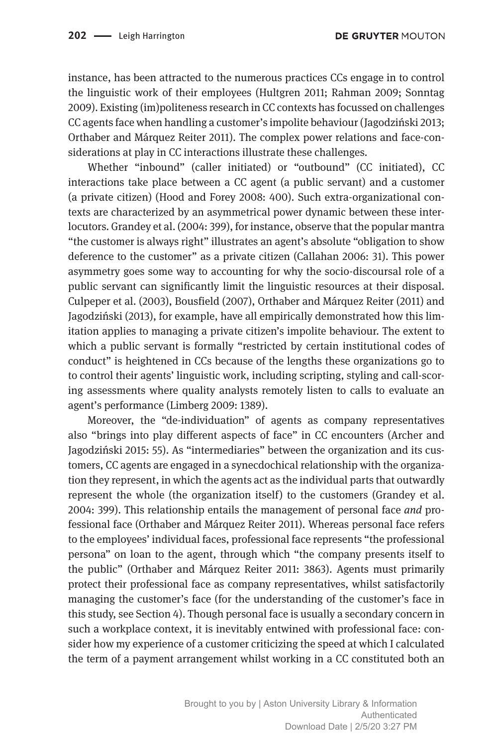instance, has been attracted to the numerous practices CCs engage in to control the linguistic work of their employees (Hultgren 2011; Rahman 2009; Sonntag 2009). Existing (im)politeness research in CC contexts has focussed on challenges CC agents face when handling a customer's impolite behaviour (Jagodziński 2013; Orthaber and Márquez Reiter 2011). The complex power relations and face-considerations at play in CC interactions illustrate these challenges.

Whether "inbound" (caller initiated) or "outbound" (CC initiated), CC interactions take place between a CC agent (a public servant) and a customer (a private citizen) (Hood and Forey 2008: 400). Such extra-organizational contexts are characterized by an asymmetrical power dynamic between these interlocutors. Grandey et al. (2004: 399), for instance, observe that the popular mantra "the customer is always right" illustrates an agent's absolute "obligation to show deference to the customer" as a private citizen (Callahan 2006: 31). This power asymmetry goes some way to accounting for why the socio-discoursal role of a public servant can significantly limit the linguistic resources at their disposal. Culpeper et al. (2003), Bousfield (2007), Orthaber and Márquez Reiter (2011) and Jagodziński (2013), for example, have all empirically demonstrated how this limitation applies to managing a private citizen's impolite behaviour. The extent to which a public servant is formally "restricted by certain institutional codes of conduct" is heightened in CCs because of the lengths these organizations go to to control their agents' linguistic work, including scripting, styling and call-scoring assessments where quality analysts remotely listen to calls to evaluate an agent's performance (Limberg 2009: 1389).

Moreover, the "de-individuation" of agents as company representatives also "brings into play different aspects of face" in CC encounters (Archer and Jagodziński 2015: 55). As "intermediaries" between the organization and its customers, CC agents are engaged in a synecdochical relationship with the organization they represent, in which the agents act as the individual parts that outwardly represent the whole (the organization itself) to the customers (Grandey et al. 2004: 399). This relationship entails the management of personal face *and* professional face (Orthaber and Márquez Reiter 2011). Whereas personal face refers to the employees' individual faces, professional face represents "the professional persona" on loan to the agent, through which "the company presents itself to the public" (Orthaber and Márquez Reiter 2011: 3863). Agents must primarily protect their professional face as company representatives, whilst satisfactorily managing the customer's face (for the understanding of the customer's face in this study, see Section 4). Though personal face is usually a secondary concern in such a workplace context, it is inevitably entwined with professional face: consider how my experience of a customer criticizing the speed at which I calculated the term of a payment arrangement whilst working in a CC constituted both an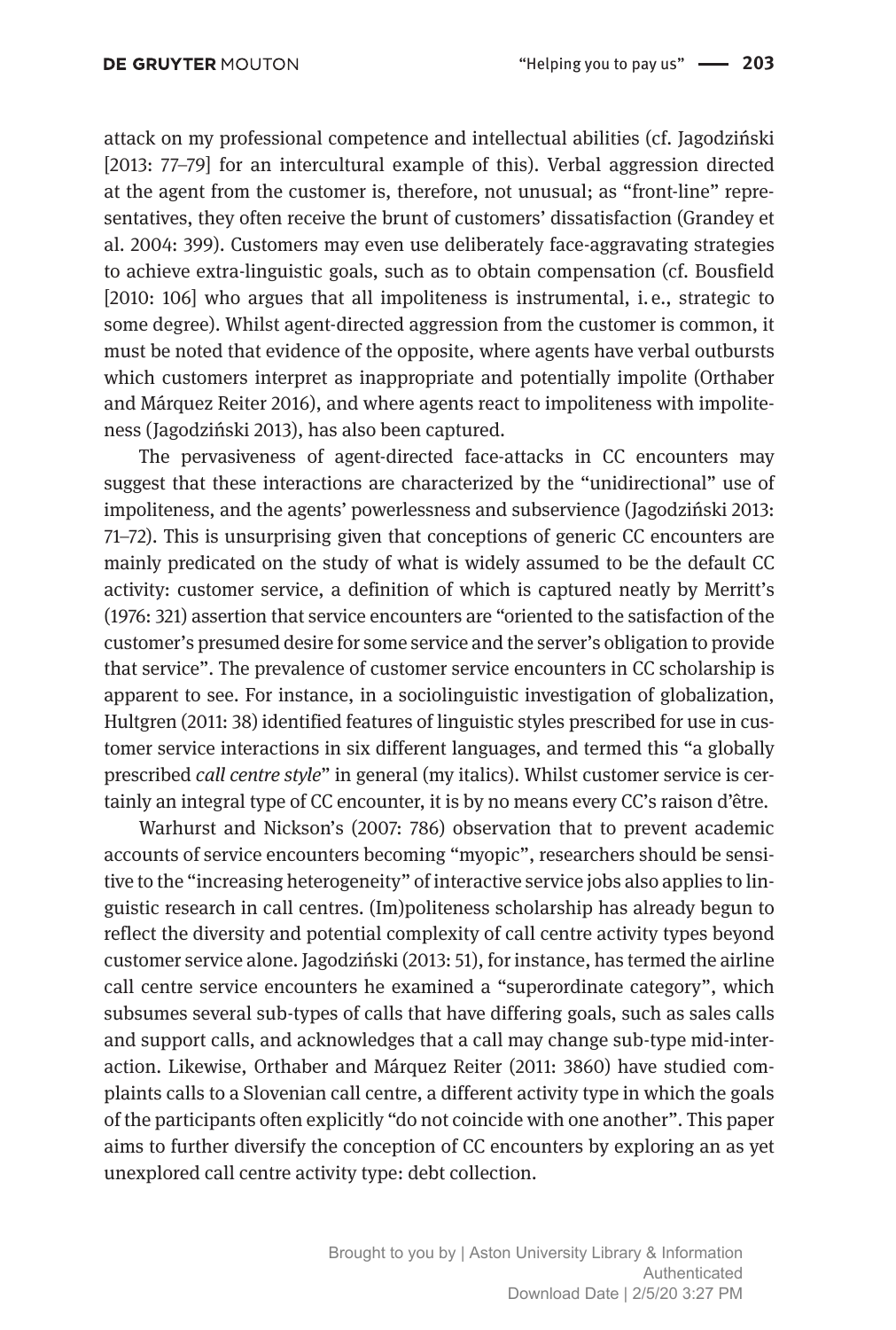attack on my professional competence and intellectual abilities (cf. Jagodziński [2013: 77–79] for an intercultural example of this). Verbal aggression directed at the agent from the customer is, therefore, not unusual; as "front-line" representatives, they often receive the brunt of customers' dissatisfaction (Grandey et al. 2004: 399). Customers may even use deliberately face-aggravating strategies to achieve extra-linguistic goals, such as to obtain compensation (cf. Bousfield [2010: 106] who argues that all impoliteness is instrumental, i.e., strategic to some degree). Whilst agent-directed aggression from the customer is common, it must be noted that evidence of the opposite, where agents have verbal outbursts which customers interpret as inappropriate and potentially impolite (Orthaber and Márquez Reiter 2016), and where agents react to impoliteness with impoliteness (Jagodziński 2013), has also been captured.

The pervasiveness of agent-directed face-attacks in CC encounters may suggest that these interactions are characterized by the "unidirectional" use of impoliteness, and the agents' powerlessness and subservience (Jagodziński 2013: 71–72). This is unsurprising given that conceptions of generic CC encounters are mainly predicated on the study of what is widely assumed to be the default CC activity: customer service, a definition of which is captured neatly by Merritt's (1976: 321) assertion that service encounters are "oriented to the satisfaction of the customer's presumed desire for some service and the server's obligation to provide that service". The prevalence of customer service encounters in CC scholarship is apparent to see. For instance, in a sociolinguistic investigation of globalization, Hultgren (2011: 38) identified features of linguistic styles prescribed for use in customer service interactions in six different languages, and termed this "a globally prescribed *call centre style*" in general (my italics). Whilst customer service is certainly an integral type of CC encounter, it is by no means every CC's raison d'être.

Warhurst and Nickson's (2007: 786) observation that to prevent academic accounts of service encounters becoming "myopic", researchers should be sensitive to the "increasing heterogeneity" of interactive service jobs also applies to linguistic research in call centres. (Im)politeness scholarship has already begun to reflect the diversity and potential complexity of call centre activity types beyond customer service alone. Jagodziński (2013: 51), for instance, has termed the airline call centre service encounters he examined a "superordinate category", which subsumes several sub-types of calls that have differing goals, such as sales calls and support calls, and acknowledges that a call may change sub-type mid-interaction. Likewise, Orthaber and Márquez Reiter (2011: 3860) have studied complaints calls to a Slovenian call centre, a different activity type in which the goals of the participants often explicitly "do not coincide with one another". This paper aims to further diversify the conception of CC encounters by exploring an as yet unexplored call centre activity type: debt collection.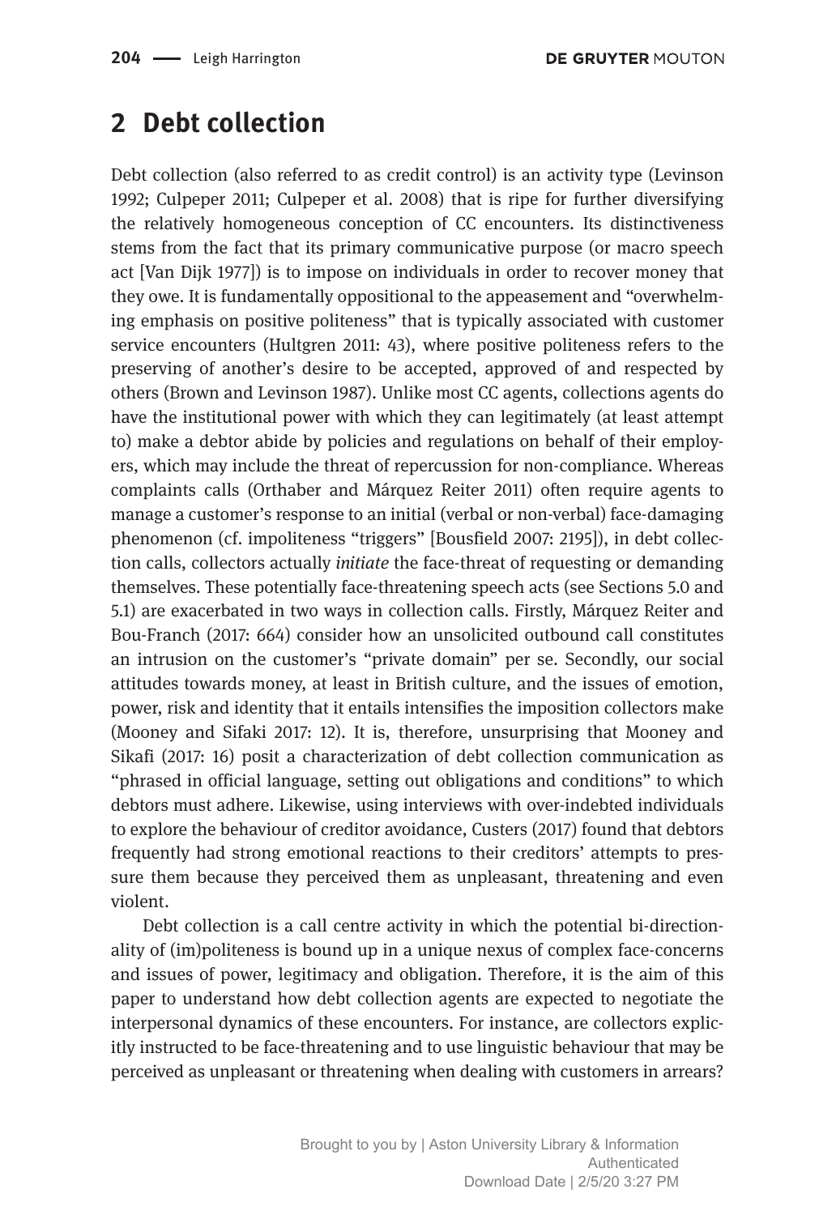## 2 Debt collection

Debt collection (also referred to as credit control) is an activity type (Levinson 1992; Culpeper 2011; Culpeper et al. 2008) that is ripe for further diversifying the relatively homogeneous conception of CC encounters. Its distinctiveness stems from the fact that its primary communicative purpose (or macro speech act [Van Dijk 1977]) is to impose on individuals in order to recover money that they owe. It is fundamentally oppositional to the appeasement and "overwhelming emphasis on positive politeness" that is typically associated with customer service encounters (Hultgren 2011: 43), where positive politeness refers to the preserving of another's desire to be accepted, approved of and respected by others (Brown and Levinson 1987). Unlike most CC agents, collections agents do have the institutional power with which they can legitimately (at least attempt to) make a debtor abide by policies and regulations on behalf of their employers, which may include the threat of repercussion for non-compliance. Whereas complaints calls (Orthaber and Márquez Reiter 2011) often require agents to manage a customer's response to an initial (verbal or non-verbal) face-damaging phenomenon (cf. impoliteness "triggers" [Bousfield 2007: 2195]), in debt collection calls, collectors actually *initiate* the face-threat of requesting or demanding themselves. These potentially face-threatening speech acts (see Sections 5.0 and 5.1) are exacerbated in two ways in collection calls. Firstly, Márquez Reiter and Bou-Franch (2017: 664) consider how an unsolicited outbound call constitutes an intrusion on the customer's "private domain" per se. Secondly, our social attitudes towards money, at least in British culture, and the issues of emotion, power, risk and identity that it entails intensifies the imposition collectors make (Mooney and Sifaki 2017: 12). It is, therefore, unsurprising that Mooney and Sikafi (2017: 16) posit a characterization of debt collection communication as "phrased in official language, setting out obligations and conditions" to which debtors must adhere. Likewise, using interviews with over-indebted individuals to explore the behaviour of creditor avoidance, Custers (2017) found that debtors frequently had strong emotional reactions to their creditors' attempts to pressure them because they perceived them as unpleasant, threatening and even violent.

Debt collection is a call centre activity in which the potential bi-directionality of (im)politeness is bound up in a unique nexus of complex face-concerns and issues of power, legitimacy and obligation. Therefore, it is the aim of this paper to understand how debt collection agents are expected to negotiate the interpersonal dynamics of these encounters. For instance, are collectors explicitly instructed to be face-threatening and to use linguistic behaviour that may be perceived as unpleasant or threatening when dealing with customers in arrears?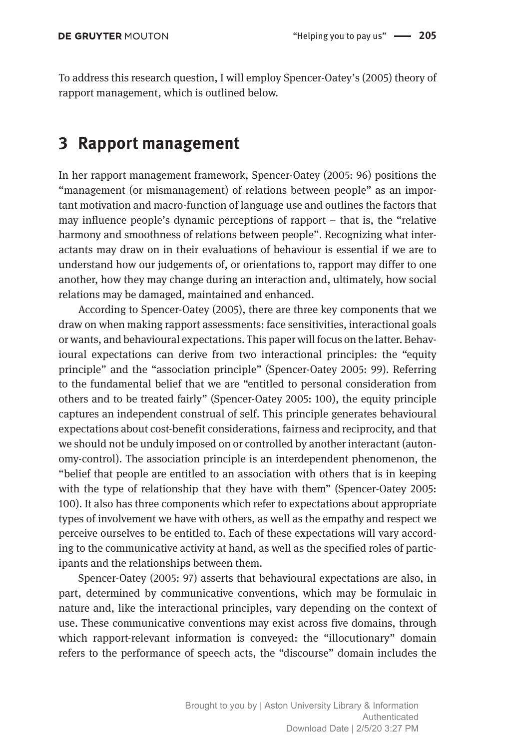To address this research question, I will employ Spencer-Oatey's (2005) theory of rapport management, which is outlined below.

## 3 Rapport management

In her rapport management framework, Spencer-Oatey (2005: 96) positions the "management (or mismanagement) of relations between people" as an important motivation and macro-function of language use and outlines the factors that may influence people's dynamic perceptions of rapport – that is, the "relative harmony and smoothness of relations between people". Recognizing what interactants may draw on in their evaluations of behaviour is essential if we are to understand how our judgements of, or orientations to, rapport may differ to one another, how they may change during an interaction and, ultimately, how social relations may be damaged, maintained and enhanced.

According to Spencer-Oatey (2005), there are three key components that we draw on when making rapport assessments: face sensitivities, interactional goals or wants, and behavioural expectations. This paper will focus on the latter. Behavioural expectations can derive from two interactional principles: the "equity principle" and the "association principle" (Spencer-Oatey 2005: 99). Referring to the fundamental belief that we are "entitled to personal consideration from others and to be treated fairly" (Spencer-Oatey 2005: 100), the equity principle captures an independent construal of self. This principle generates behavioural expectations about cost-benefit considerations, fairness and reciprocity, and that we should not be unduly imposed on or controlled by another interactant (autonomy-control). The association principle is an interdependent phenomenon, the "belief that people are entitled to an association with others that is in keeping with the type of relationship that they have with them" (Spencer-Oatey 2005: 100). It also has three components which refer to expectations about appropriate types of involvement we have with others, as well as the empathy and respect we perceive ourselves to be entitled to. Each of these expectations will vary according to the communicative activity at hand, as well as the specified roles of participants and the relationships between them.

Spencer-Oatey (2005: 97) asserts that behavioural expectations are also, in part, determined by communicative conventions, which may be formulaic in nature and, like the interactional principles, vary depending on the context of use. These communicative conventions may exist across five domains, through which rapport-relevant information is conveyed: the "illocutionary" domain refers to the performance of speech acts, the "discourse" domain includes the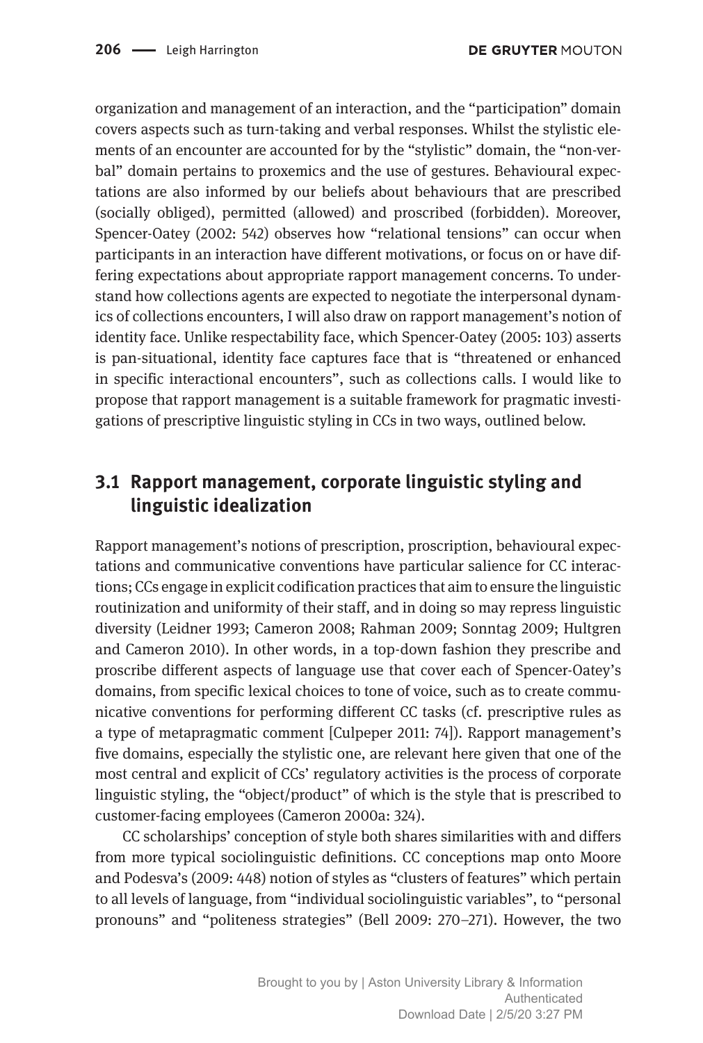organization and management of an interaction, and the "participation" domain covers aspects such as turn-taking and verbal responses. Whilst the stylistic elements of an encounter are accounted for by the "stylistic" domain, the "non-verbal" domain pertains to proxemics and the use of gestures. Behavioural expectations are also informed by our beliefs about behaviours that are prescribed (socially obliged), permitted (allowed) and proscribed (forbidden). Moreover, Spencer-Oatey (2002: 542) observes how "relational tensions" can occur when participants in an interaction have different motivations, or focus on or have differing expectations about appropriate rapport management concerns. To understand how collections agents are expected to negotiate the interpersonal dynamics of collections encounters, I will also draw on rapport management's notion of identity face. Unlike respectability face, which Spencer-Oatey (2005: 103) asserts is pan-situational, identity face captures face that is "threatened or enhanced in specific interactional encounters", such as collections calls. I would like to propose that rapport management is a suitable framework for pragmatic investigations of prescriptive linguistic styling in CCs in two ways, outlined below.

## 3.1 Rapport management, corporate linguistic styling and linguistic idealization

Rapport management's notions of prescription, proscription, behavioural expectations and communicative conventions have particular salience for CC interactions; CCs engage in explicit codification practices that aim to ensure the linguistic routinization and uniformity of their staff, and in doing so may repress linguistic diversity (Leidner 1993; Cameron 2008; Rahman 2009; Sonntag 2009; Hultgren and Cameron 2010). In other words, in a top-down fashion they prescribe and proscribe different aspects of language use that cover each of Spencer-Oatey's domains, from specific lexical choices to tone of voice, such as to create communicative conventions for performing different CC tasks (cf. prescriptive rules as a type of metapragmatic comment [Culpeper 2011: 74]). Rapport management's five domains, especially the stylistic one, are relevant here given that one of the most central and explicit of CCs' regulatory activities is the process of corporate linguistic styling, the "object/product" of which is the style that is prescribed to customer-facing employees (Cameron 2000a: 324).

CC scholarships' conception of style both shares similarities with and differs from more typical sociolinguistic definitions. CC conceptions map onto Moore and Podesva's (2009: 448) notion of styles as "clusters of features" which pertain to all levels of language, from "individual sociolinguistic variables", to "personal pronouns" and "politeness strategies" (Bell 2009: 270–271). However, the two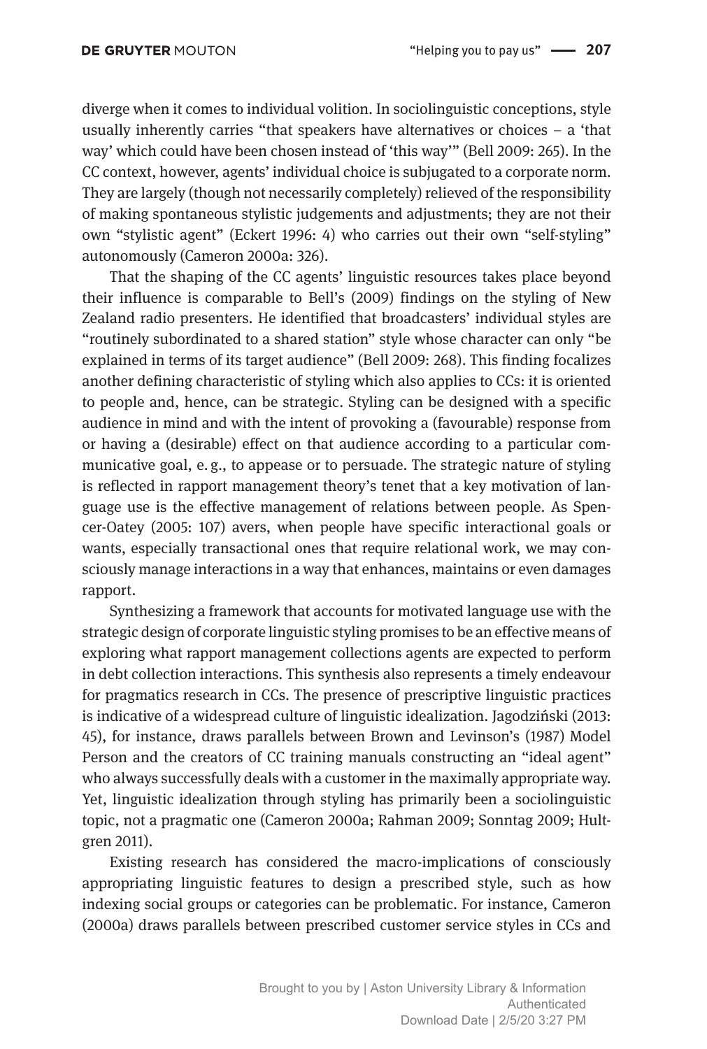diverge when it comes to individual volition. In sociolinguistic conceptions, style usually inherently carries "that speakers have alternatives or choices – a 'that way' which could have been chosen instead of 'this way'" (Bell 2009: 265). In the CC context, however, agents' individual choice is subjugated to a corporate norm. They are largely (though not necessarily completely) relieved of the responsibility of making spontaneous stylistic judgements and adjustments; they are not their own "stylistic agent" (Eckert 1996: 4) who carries out their own "self-styling" autonomously (Cameron 2000a: 326).

That the shaping of the CC agents' linguistic resources takes place beyond their influence is comparable to Bell's (2009) findings on the styling of New Zealand radio presenters. He identified that broadcasters' individual styles are "routinely subordinated to a shared station" style whose character can only "be explained in terms of its target audience" (Bell 2009: 268). This finding focalizes another defining characteristic of styling which also applies to CCs: it is oriented to people and, hence, can be strategic. Styling can be designed with a specific audience in mind and with the intent of provoking a (favourable) response from or having a (desirable) effect on that audience according to a particular communicative goal, e. g., to appease or to persuade. The strategic nature of styling is reflected in rapport management theory's tenet that a key motivation of language use is the effective management of relations between people. As Spencer-Oatey (2005: 107) avers, when people have specific interactional goals or wants, especially transactional ones that require relational work, we may consciously manage interactions in a way that enhances, maintains or even damages rapport.

Synthesizing a framework that accounts for motivated language use with the strategic design of corporate linguistic styling promises to be an effective means of exploring what rapport management collections agents are expected to perform in debt collection interactions. This synthesis also represents a timely endeavour for pragmatics research in CCs. The presence of prescriptive linguistic practices is indicative of a widespread culture of linguistic idealization. Jagodziński (2013: 45), for instance, draws parallels between Brown and Levinson's (1987) Model Person and the creators of CC training manuals constructing an "ideal agent" who always successfully deals with a customer in the maximally appropriate way. Yet, linguistic idealization through styling has primarily been a sociolinguistic topic, not a pragmatic one (Cameron 2000a; Rahman 2009; Sonntag 2009; Hultgren 2011).

Existing research has considered the macro-implications of consciously appropriating linguistic features to design a prescribed style, such as how indexing social groups or categories can be problematic. For instance, Cameron (2000a) draws parallels between prescribed customer service styles in CCs and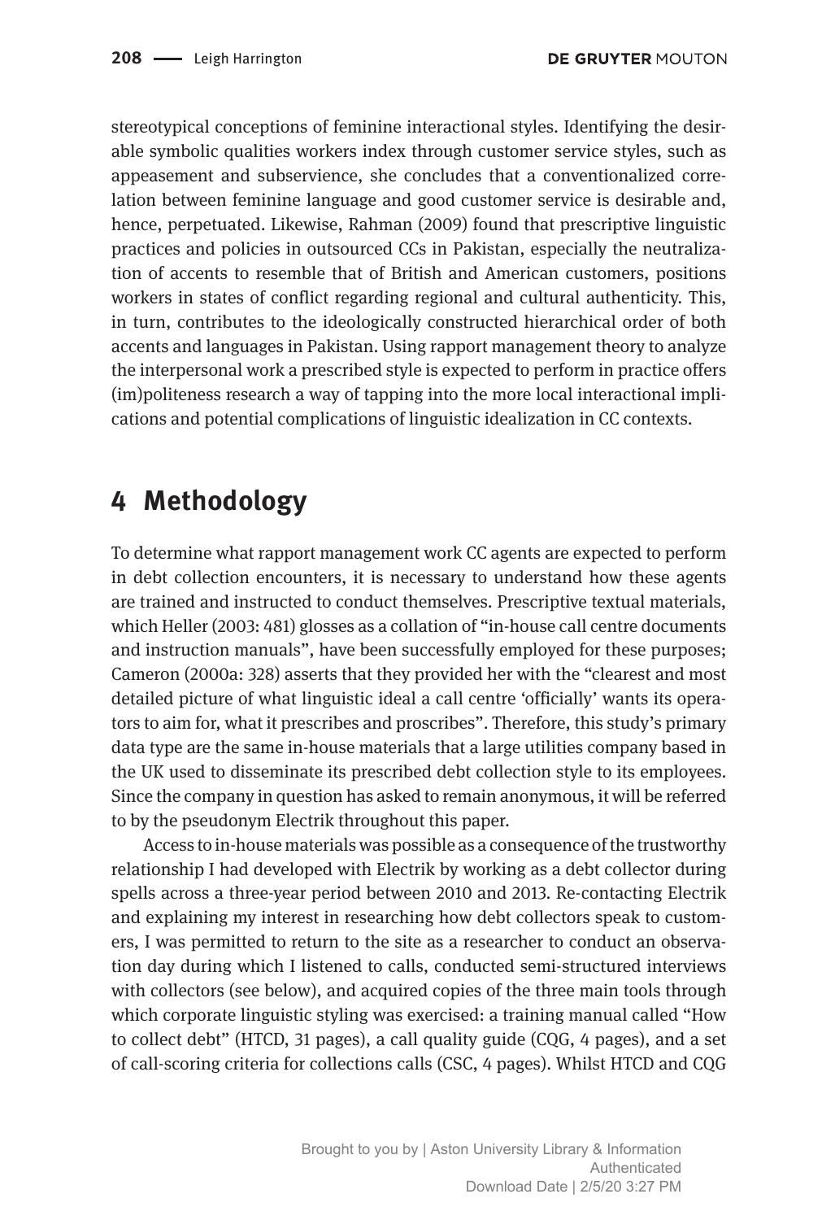stereotypical conceptions of feminine interactional styles. Identifying the desirable symbolic qualities workers index through customer service styles, such as appeasement and subservience, she concludes that a conventionalized correlation between feminine language and good customer service is desirable and, hence, perpetuated. Likewise, Rahman (2009) found that prescriptive linguistic practices and policies in outsourced CCs in Pakistan, especially the neutralization of accents to resemble that of British and American customers, positions workers in states of conflict regarding regional and cultural authenticity. This, in turn, contributes to the ideologically constructed hierarchical order of both accents and languages in Pakistan. Using rapport management theory to analyze the interpersonal work a prescribed style is expected to perform in practice offers (im)politeness research a way of tapping into the more local interactional implications and potential complications of linguistic idealization in CC contexts.

## 4 Methodology

To determine what rapport management work CC agents are expected to perform in debt collection encounters, it is necessary to understand how these agents are trained and instructed to conduct themselves. Prescriptive textual materials, which Heller (2003: 481) glosses as a collation of "in-house call centre documents and instruction manuals", have been successfully employed for these purposes; Cameron (2000a: 328) asserts that they provided her with the "clearest and most detailed picture of what linguistic ideal a call centre 'officially' wants its operators to aim for, what it prescribes and proscribes". Therefore, this study's primary data type are the same in-house materials that a large utilities company based in the UK used to disseminate its prescribed debt collection style to its employees. Since the company in question has asked to remain anonymous, it will be referred to by the pseudonym Electrik throughout this paper.

Access to in-house materials was possible as a consequence of the trustworthy relationship I had developed with Electrik by working as a debt collector during spells across a three-year period between 2010 and 2013. Re-contacting Electrik and explaining my interest in researching how debt collectors speak to customers, I was permitted to return to the site as a researcher to conduct an observation day during which I listened to calls, conducted semi-structured interviews with collectors (see below), and acquired copies of the three main tools through which corporate linguistic styling was exercised: a training manual called "How to collect debt" (HTCD, 31 pages), a call quality guide (CQG, 4 pages), and a set of call-scoring criteria for collections calls (CSC, 4 pages). Whilst HTCD and CQG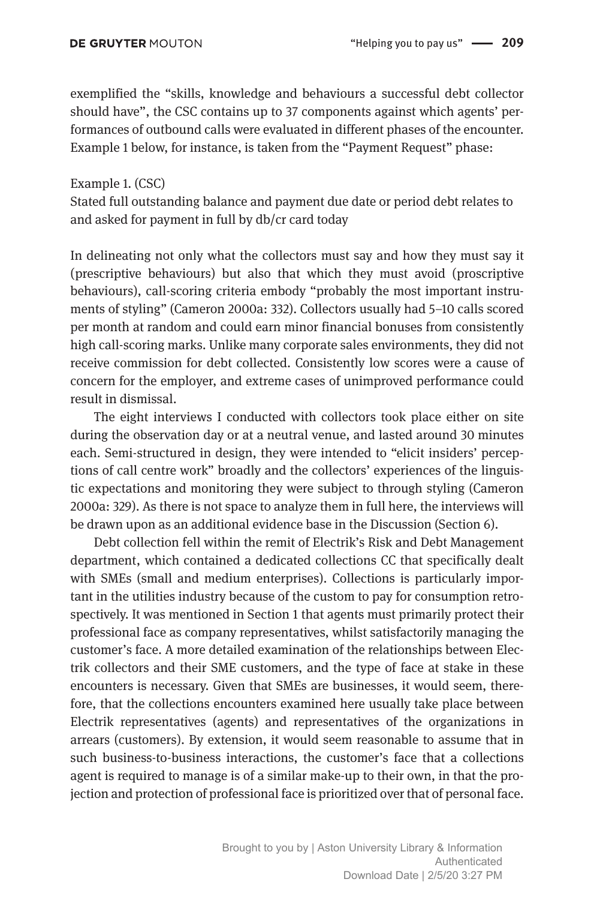exemplified the "skills, knowledge and behaviours a successful debt collector should have", the CSC contains up to 37 components against which agents' performances of outbound calls were evaluated in different phases of the encounter. Example 1 below, for instance, is taken from the "Payment Request" phase:

Example 1. (CSC)
Stated full outstanding balance and payment due date or period debt relates to and asked for payment in full by db/cr card today

In delineating not only what the collectors must say and how they must say it (prescriptive behaviours) but also that which they must avoid (proscriptive behaviours), call-scoring criteria embody "probably the most important instruments of styling" (Cameron 2000a: 332). Collectors usually had 5–10 calls scored per month at random and could earn minor financial bonuses from consistently high call-scoring marks. Unlike many corporate sales environments, they did not receive commission for debt collected. Consistently low scores were a cause of concern for the employer, and extreme cases of unimproved performance could result in dismissal.

The eight interviews I conducted with collectors took place either on site during the observation day or at a neutral venue, and lasted around 30 minutes each. Semi-structured in design, they were intended to "elicit insiders' perceptions of call centre work" broadly and the collectors' experiences of the linguistic expectations and monitoring they were subject to through styling (Cameron 2000a: 329). As there is not space to analyze them in full here, the interviews will be drawn upon as an additional evidence base in the Discussion (Section 6).

Debt collection fell within the remit of Electrik's Risk and Debt Management department, which contained a dedicated collections CC that specifically dealt with SMEs (small and medium enterprises). Collections is particularly important in the utilities industry because of the custom to pay for consumption retrospectively. It was mentioned in Section 1 that agents must primarily protect their professional face as company representatives, whilst satisfactorily managing the customer's face. A more detailed examination of the relationships between Electrik collectors and their SME customers, and the type of face at stake in these encounters is necessary. Given that SMEs are businesses, it would seem, therefore, that the collections encounters examined here usually take place between Electrik representatives (agents) and representatives of the organizations in arrears (customers). By extension, it would seem reasonable to assume that in such business-to-business interactions, the customer's face that a collections agent is required to manage is of a similar make-up to their own, in that the projection and protection of professional face is prioritized over that of personal face.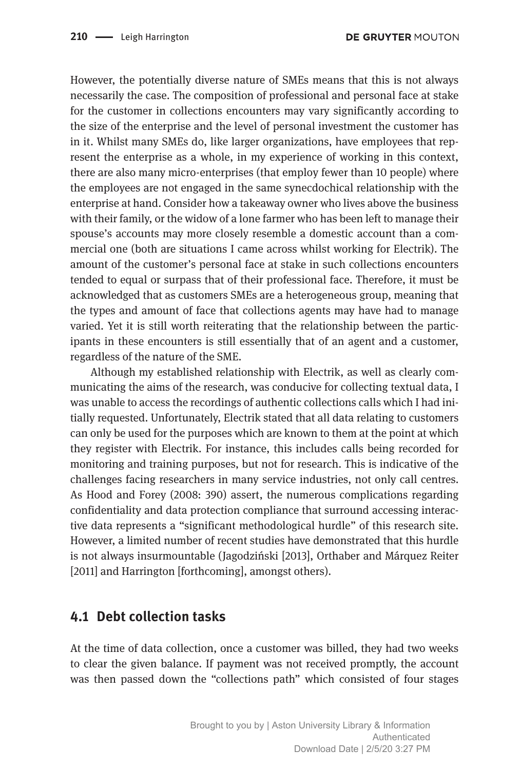However, the potentially diverse nature of SMEs means that this is not always necessarily the case. The composition of professional and personal face at stake for the customer in collections encounters may vary significantly according to the size of the enterprise and the level of personal investment the customer has in it. Whilst many SMEs do, like larger organizations, have employees that represent the enterprise as a whole, in my experience of working in this context, there are also many micro-enterprises (that employ fewer than 10 people) where the employees are not engaged in the same synecdochical relationship with the enterprise at hand. Consider how a takeaway owner who lives above the business with their family, or the widow of a lone farmer who has been left to manage their spouse's accounts may more closely resemble a domestic account than a commercial one (both are situations I came across whilst working for Electrik). The amount of the customer's personal face at stake in such collections encounters tended to equal or surpass that of their professional face. Therefore, it must be acknowledged that as customers SMEs are a heterogeneous group, meaning that the types and amount of face that collections agents may have had to manage varied. Yet it is still worth reiterating that the relationship between the participants in these encounters is still essentially that of an agent and a customer, regardless of the nature of the SME.

Although my established relationship with Electrik, as well as clearly communicating the aims of the research, was conducive for collecting textual data, I was unable to access the recordings of authentic collections calls which I had initially requested. Unfortunately, Electrik stated that all data relating to customers can only be used for the purposes which are known to them at the point at which they register with Electrik. For instance, this includes calls being recorded for monitoring and training purposes, but not for research. This is indicative of the challenges facing researchers in many service industries, not only call centres. As Hood and Forey (2008: 390) assert, the numerous complications regarding confidentiality and data protection compliance that surround accessing interactive data represents a "significant methodological hurdle" of this research site. However, a limited number of recent studies have demonstrated that this hurdle is not always insurmountable (Jagodziński [2013], Orthaber and Márquez Reiter [2011] and Harrington [forthcoming], amongst others).

## 4.1 Debt collection tasks

At the time of data collection, once a customer was billed, they had two weeks to clear the given balance. If payment was not received promptly, the account was then passed down the "collections path" which consisted of four stages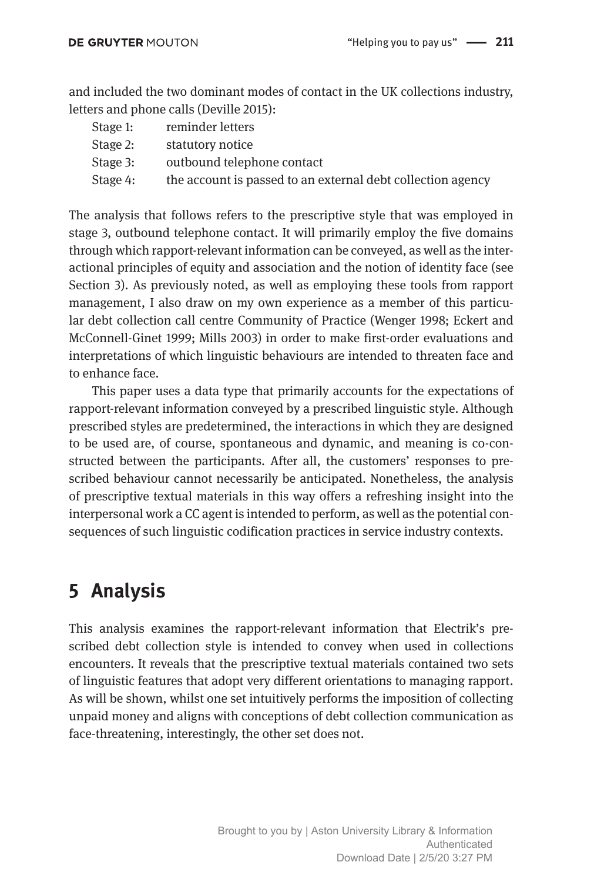and included the two dominant modes of contact in the UK collections industry, letters and phone calls (Deville 2015):

| | |
|---|---|
| Stage 1: | reminder letters |
| Stage 2: | statutory notice |
| Stage 3: | outbound telephone contact |
| Stage 4: | the account is passed to an external debt collection agency |

The analysis that follows refers to the prescriptive style that was employed in stage 3, outbound telephone contact. It will primarily employ the five domains through which rapport-relevant information can be conveyed, as well as the interactional principles of equity and association and the notion of identity face (see Section 3). As previously noted, as well as employing these tools from rapport management, I also draw on my own experience as a member of this particular debt collection call centre Community of Practice (Wenger 1998; Eckert and McConnell-Ginet 1999; Mills 2003) in order to make first-order evaluations and interpretations of which linguistic behaviours are intended to threaten face and to enhance face.

This paper uses a data type that primarily accounts for the expectations of rapport-relevant information conveyed by a prescribed linguistic style. Although prescribed styles are predetermined, the interactions in which they are designed to be used are, of course, spontaneous and dynamic, and meaning is co-constructed between the participants. After all, the customers' responses to prescribed behaviour cannot necessarily be anticipated. Nonetheless, the analysis of prescriptive textual materials in this way offers a refreshing insight into the interpersonal work a CC agent is intended to perform, as well as the potential consequences of such linguistic codification practices in service industry contexts.

## 5 Analysis

This analysis examines the rapport-relevant information that Electrik's prescribed debt collection style is intended to convey when used in collections encounters. It reveals that the prescriptive textual materials contained two sets of linguistic features that adopt very different orientations to managing rapport. As will be shown, whilst one set intuitively performs the imposition of collecting unpaid money and aligns with conceptions of debt collection communication as face-threatening, interestingly, the other set does not.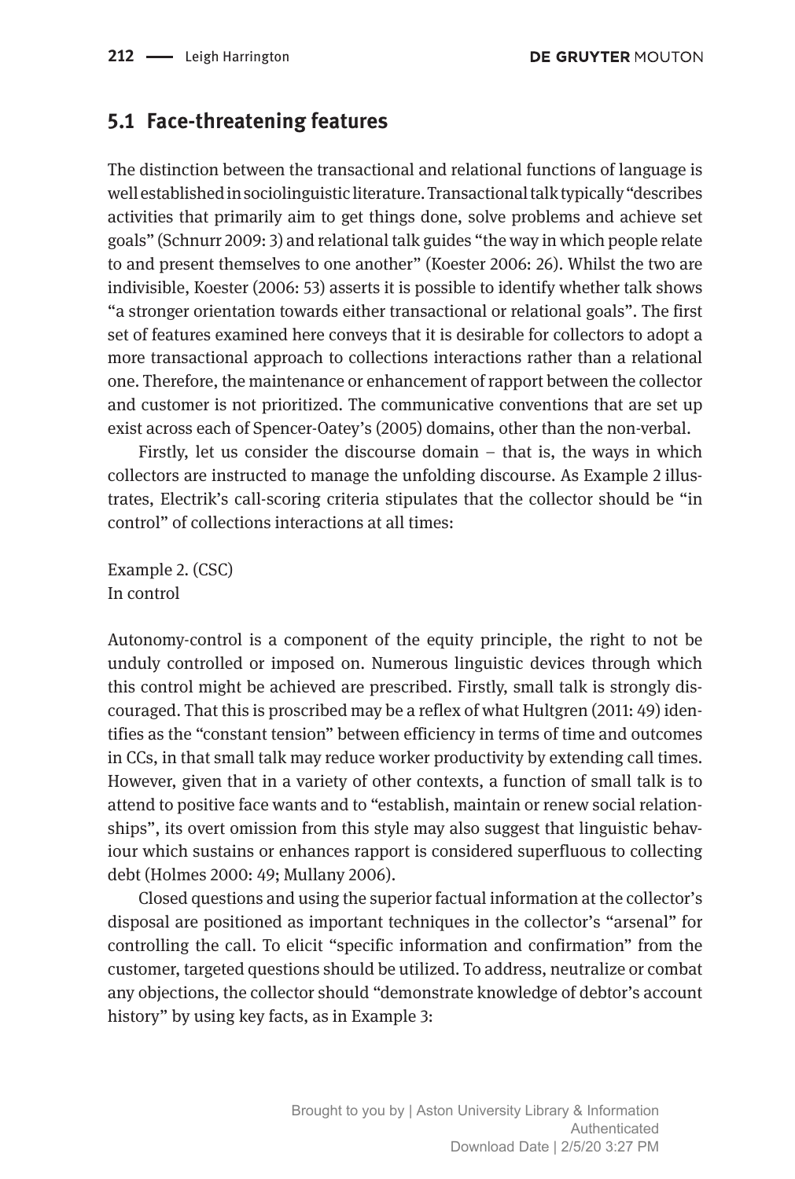## 5.1 Face-threatening features

The distinction between the transactional and relational functions of language is well established in sociolinguistic literature. Transactional talk typically "describes activities that primarily aim to get things done, solve problems and achieve set goals" (Schnurr 2009: 3) and relational talk guides "the way in which people relate to and present themselves to one another" (Koester 2006: 26). Whilst the two are indivisible, Koester (2006: 53) asserts it is possible to identify whether talk shows "a stronger orientation towards either transactional or relational goals". The first set of features examined here conveys that it is desirable for collectors to adopt a more transactional approach to collections interactions rather than a relational one. Therefore, the maintenance or enhancement of rapport between the collector and customer is not prioritized. The communicative conventions that are set up exist across each of Spencer-Oatey's (2005) domains, other than the non-verbal.

Firstly, let us consider the discourse domain – that is, the ways in which collectors are instructed to manage the unfolding discourse. As Example 2 illustrates, Electrik's call-scoring criteria stipulates that the collector should be "in control" of collections interactions at all times:

Example 2. (CSC)
In control

Autonomy-control is a component of the equity principle, the right to not be unduly controlled or imposed on. Numerous linguistic devices through which this control might be achieved are prescribed. Firstly, small talk is strongly discouraged. That this is proscribed may be a reflex of what Hultgren (2011: 49) identifies as the "constant tension" between efficiency in terms of time and outcomes in CCs, in that small talk may reduce worker productivity by extending call times. However, given that in a variety of other contexts, a function of small talk is to attend to positive face wants and to "establish, maintain or renew social relationships", its overt omission from this style may also suggest that linguistic behaviour which sustains or enhances rapport is considered superfluous to collecting debt (Holmes 2000: 49; Mullany 2006).

Closed questions and using the superior factual information at the collector's disposal are positioned as important techniques in the collector's "arsenal" for controlling the call. To elicit "specific information and confirmation" from the customer, targeted questions should be utilized. To address, neutralize or combat any objections, the collector should "demonstrate knowledge of debtor's account history" by using key facts, as in Example 3: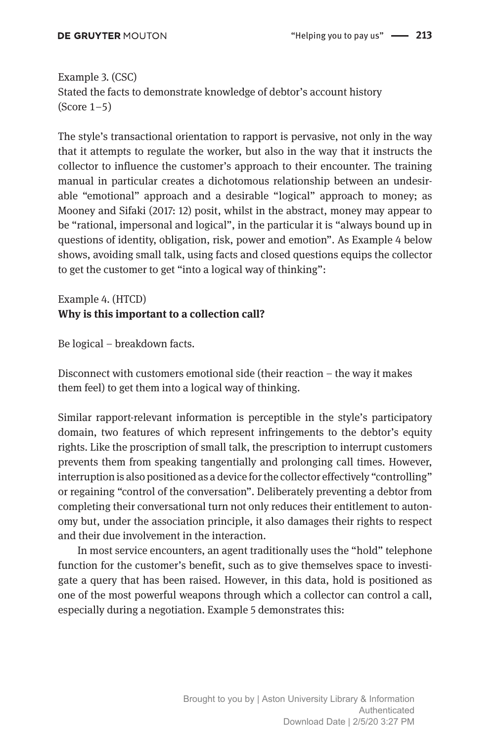Example 3. (CSC)
Stated the facts to demonstrate knowledge of debtor's account history
(Score 1–5)

The style's transactional orientation to rapport is pervasive, not only in the way that it attempts to regulate the worker, but also in the way that it instructs the collector to influence the customer's approach to their encounter. The training manual in particular creates a dichotomous relationship between an undesirable "emotional" approach and a desirable "logical" approach to money; as Mooney and Sifaki (2017: 12) posit, whilst in the abstract, money may appear to be "rational, impersonal and logical", in the particular it is "always bound up in questions of identity, obligation, risk, power and emotion". As Example 4 below shows, avoiding small talk, using facts and closed questions equips the collector to get the customer to get "into a logical way of thinking":

Example 4. (HTCD)
**Why is this important to a collection call?**

Be logical – breakdown facts.

Disconnect with customers emotional side (their reaction – the way it makes them feel) to get them into a logical way of thinking.

Similar rapport-relevant information is perceptible in the style's participatory domain, two features of which represent infringements to the debtor's equity rights. Like the proscription of small talk, the prescription to interrupt customers prevents them from speaking tangentially and prolonging call times. However, interruption is also positioned as a device for the collector effectively "controlling" or regaining "control of the conversation". Deliberately preventing a debtor from completing their conversational turn not only reduces their entitlement to autonomy but, under the association principle, it also damages their rights to respect and their due involvement in the interaction.

In most service encounters, an agent traditionally uses the "hold" telephone function for the customer's benefit, such as to give themselves space to investigate a query that has been raised. However, in this data, hold is positioned as one of the most powerful weapons through which a collector can control a call, especially during a negotiation. Example 5 demonstrates this: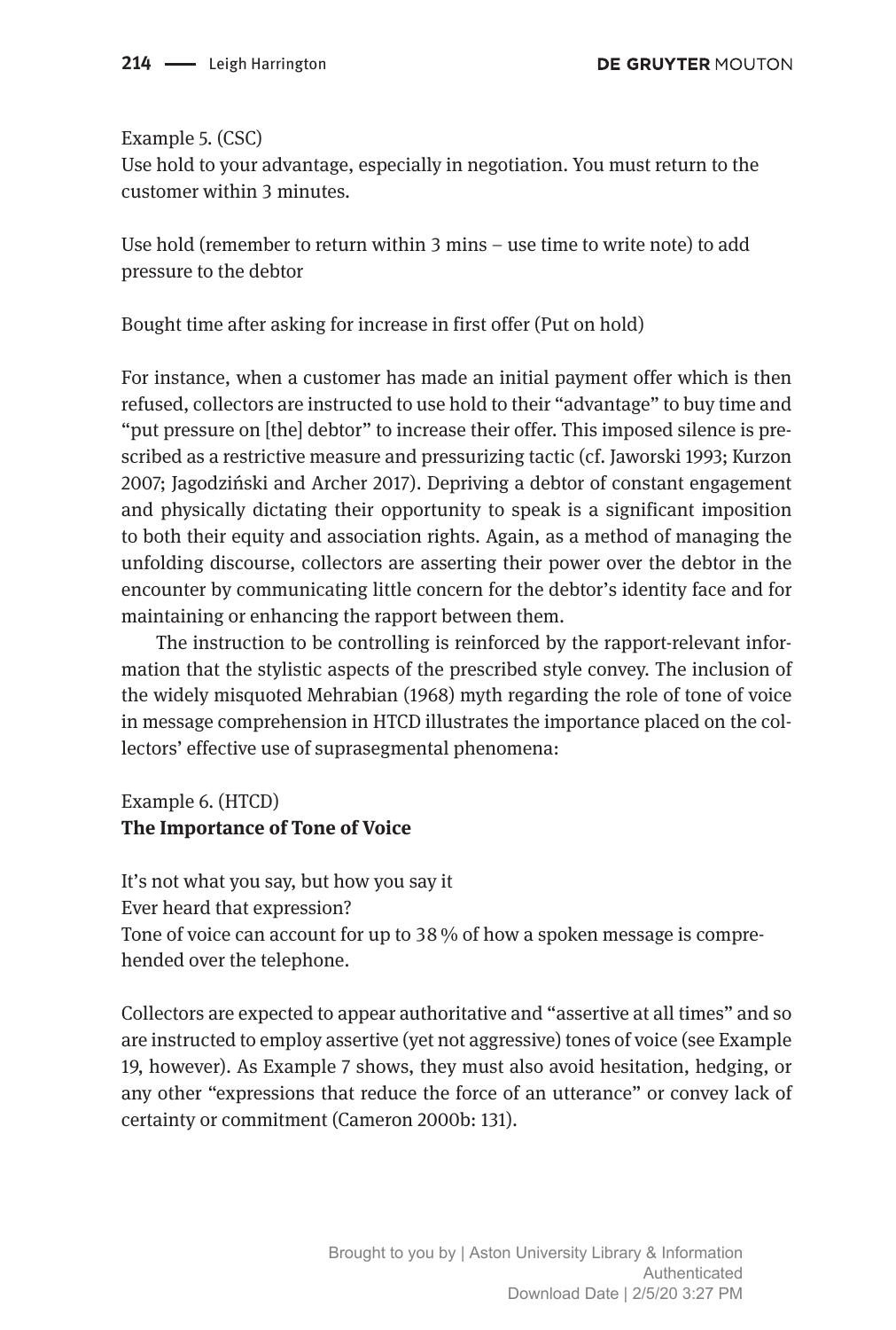Example 5. (CSC)
Use hold to your advantage, especially in negotiation. You must return to the customer within 3 minutes.

Use hold (remember to return within 3 mins – use time to write note) to add pressure to the debtor

Bought time after asking for increase in first offer (Put on hold)

For instance, when a customer has made an initial payment offer which is then refused, collectors are instructed to use hold to their "advantage" to buy time and "put pressure on [the] debtor" to increase their offer. This imposed silence is prescribed as a restrictive measure and pressurizing tactic (cf. Jaworski 1993; Kurzon 2007; Jagodziński and Archer 2017). Depriving a debtor of constant engagement and physically dictating their opportunity to speak is a significant imposition to both their equity and association rights. Again, as a method of managing the unfolding discourse, collectors are asserting their power over the debtor in the encounter by communicating little concern for the debtor's identity face and for maintaining or enhancing the rapport between them.

The instruction to be controlling is reinforced by the rapport-relevant information that the stylistic aspects of the prescribed style convey. The inclusion of the widely misquoted Mehrabian (1968) myth regarding the role of tone of voice in message comprehension in HTCD illustrates the importance placed on the collectors' effective use of suprasegmental phenomena:

Example 6. (HTCD)
**The Importance of Tone of Voice**

It's not what you say, but how you say it
Ever heard that expression?
Tone of voice can account for up to 38 % of how a spoken message is comprehended over the telephone.

Collectors are expected to appear authoritative and "assertive at all times" and so are instructed to employ assertive (yet not aggressive) tones of voice (see Example 19, however). As Example 7 shows, they must also avoid hesitation, hedging, or any other "expressions that reduce the force of an utterance" or convey lack of certainty or commitment (Cameron 2000b: 131).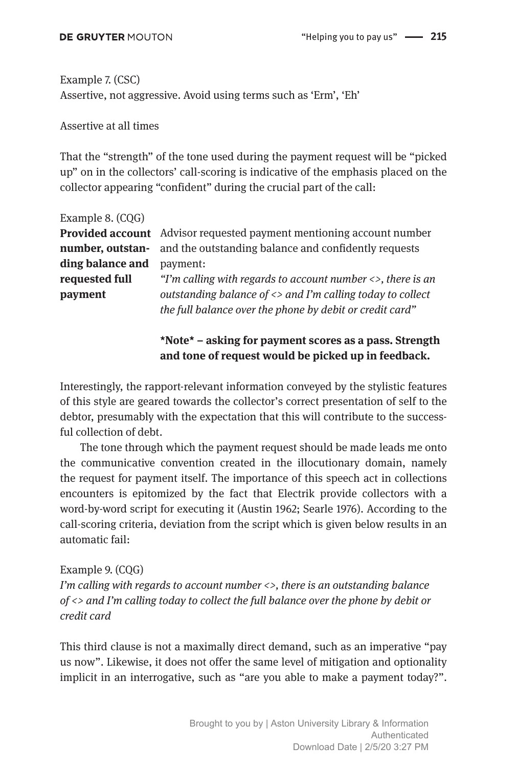Example 7. (CSC)
Assertive, not aggressive. Avoid using terms such as 'Erm', 'Eh'

Assertive at all times

That the "strength" of the tone used during the payment request will be "picked up" on in the collectors' call-scoring is indicative of the emphasis placed on the collector appearing "confident" during the crucial part of the call:

Example 8. (CQG)

| | |
|---|---|
| **Provided account number, outstanding balance and requested full payment** | Advisor requested payment mentioning account number and the outstanding balance and confidently requests payment: *"I'm calling with regards to account number <>, there is an outstanding balance of <> and I'm calling today to collect the full balance over the phone by debit or credit card"* <br><br> **\*Note\* – asking for payment scores as a pass. Strength and tone of request would be picked up in feedback.** |

Interestingly, the rapport-relevant information conveyed by the stylistic features of this style are geared towards the collector's correct presentation of self to the debtor, presumably with the expectation that this will contribute to the successful collection of debt.

The tone through which the payment request should be made leads me onto the communicative convention created in the illocutionary domain, namely the request for payment itself. The importance of this speech act in collections encounters is epitomized by the fact that Electrik provide collectors with a word-by-word script for executing it (Austin 1962; Searle 1976). According to the call-scoring criteria, deviation from the script which is given below results in an automatic fail:

Example 9. (CQG)
*I'm calling with regards to account number <>, there is an outstanding balance of <> and I'm calling today to collect the full balance over the phone by debit or credit card*

This third clause is not a maximally direct demand, such as an imperative "pay us now". Likewise, it does not offer the same level of mitigation and optionality implicit in an interrogative, such as "are you able to make a payment today?".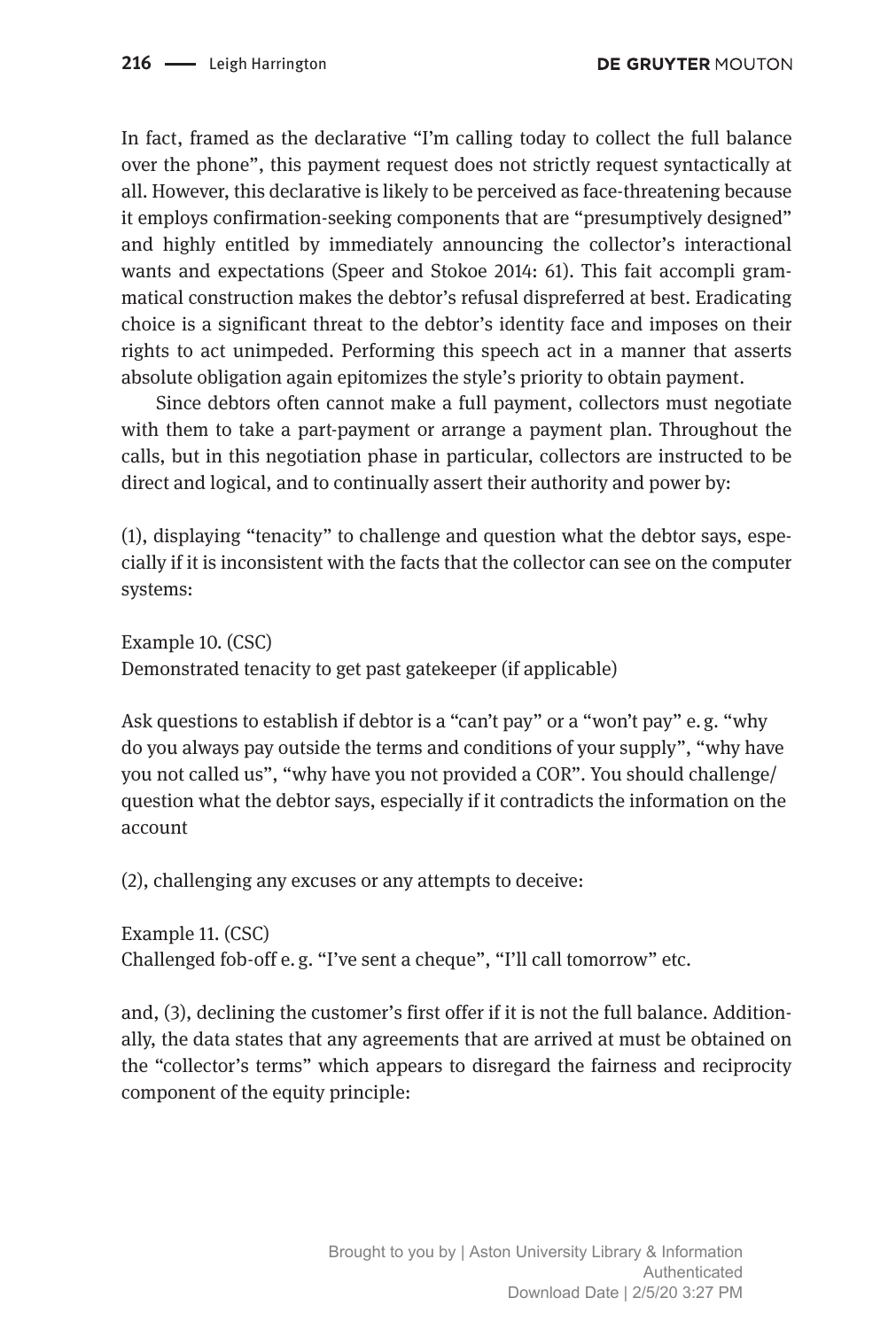In fact, framed as the declarative "I'm calling today to collect the full balance over the phone", this payment request does not strictly request syntactically at all. However, this declarative is likely to be perceived as face-threatening because it employs confirmation-seeking components that are "presumptively designed" and highly entitled by immediately announcing the collector's interactional wants and expectations (Speer and Stokoe 2014: 61). This fait accompli grammatical construction makes the debtor's refusal dispreferred at best. Eradicating choice is a significant threat to the debtor's identity face and imposes on their rights to act unimpeded. Performing this speech act in a manner that asserts absolute obligation again epitomizes the style's priority to obtain payment.

Since debtors often cannot make a full payment, collectors must negotiate with them to take a part-payment or arrange a payment plan. Throughout the calls, but in this negotiation phase in particular, collectors are instructed to be direct and logical, and to continually assert their authority and power by:

(1), displaying "tenacity" to challenge and question what the debtor says, especially if it is inconsistent with the facts that the collector can see on the computer systems:

Example 10. (CSC)
Demonstrated tenacity to get past gatekeeper (if applicable)

Ask questions to establish if debtor is a "can't pay" or a "won't pay" e. g. "why do you always pay outside the terms and conditions of your supply", "why have you not called us", "why have you not provided a COR". You should challenge/question what the debtor says, especially if it contradicts the information on the account

(2), challenging any excuses or any attempts to deceive:

Example 11. (CSC)
Challenged fob-off e. g. "I've sent a cheque", "I'll call tomorrow" etc.

and, (3), declining the customer's first offer if it is not the full balance. Additionally, the data states that any agreements that are arrived at must be obtained on the "collector's terms" which appears to disregard the fairness and reciprocity component of the equity principle: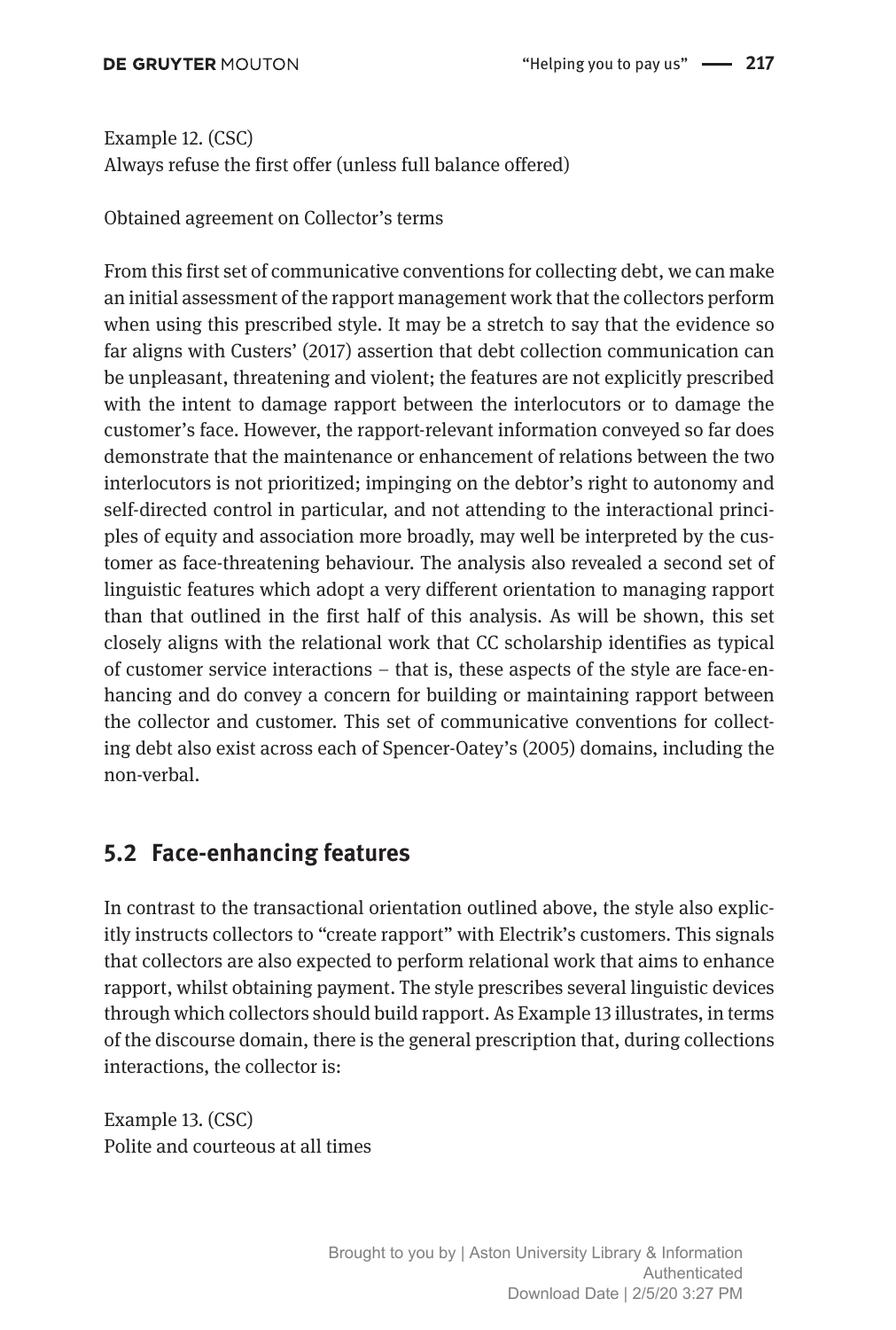Example 12. (CSC)
Always refuse the first offer (unless full balance offered)

Obtained agreement on Collector's terms

From this first set of communicative conventions for collecting debt, we can make an initial assessment of the rapport management work that the collectors perform when using this prescribed style. It may be a stretch to say that the evidence so far aligns with Custers' (2017) assertion that debt collection communication can be unpleasant, threatening and violent; the features are not explicitly prescribed with the intent to damage rapport between the interlocutors or to damage the customer's face. However, the rapport-relevant information conveyed so far does demonstrate that the maintenance or enhancement of relations between the two interlocutors is not prioritized; impinging on the debtor's right to autonomy and self-directed control in particular, and not attending to the interactional principles of equity and association more broadly, may well be interpreted by the customer as face-threatening behaviour. The analysis also revealed a second set of linguistic features which adopt a very different orientation to managing rapport than that outlined in the first half of this analysis. As will be shown, this set closely aligns with the relational work that CC scholarship identifies as typical of customer service interactions – that is, these aspects of the style are face-enhancing and do convey a concern for building or maintaining rapport between the collector and customer. This set of communicative conventions for collecting debt also exist across each of Spencer-Oatey's (2005) domains, including the non-verbal.

## 5.2 Face-enhancing features

In contrast to the transactional orientation outlined above, the style also explicitly instructs collectors to "create rapport" with Electrik's customers. This signals that collectors are also expected to perform relational work that aims to enhance rapport, whilst obtaining payment. The style prescribes several linguistic devices through which collectors should build rapport. As Example 13 illustrates, in terms of the discourse domain, there is the general prescription that, during collections interactions, the collector is:

Example 13. (CSC)
Polite and courteous at all times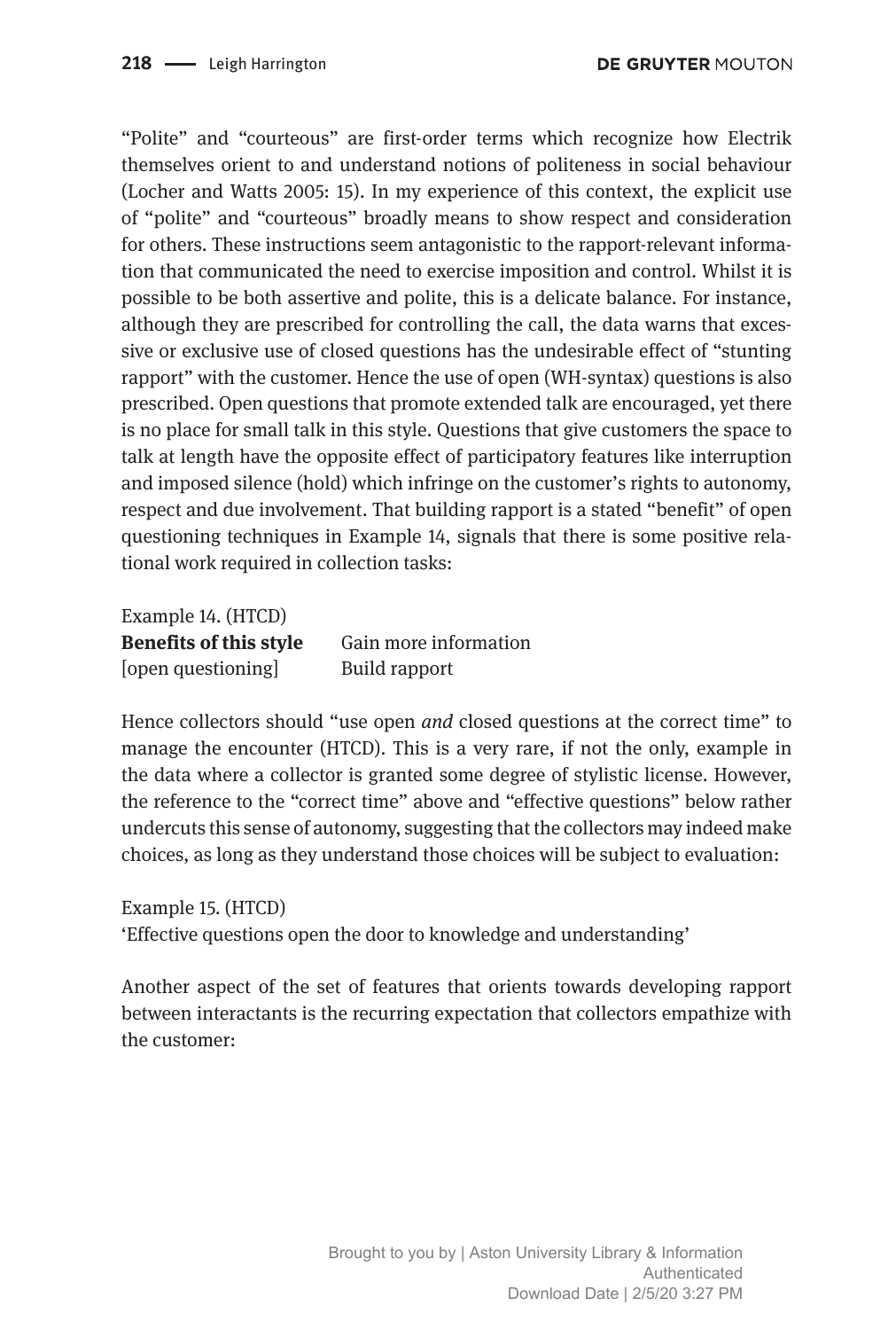"Polite" and "courteous" are first-order terms which recognize how Electrik themselves orient to and understand notions of politeness in social behaviour (Locher and Watts 2005: 15). In my experience of this context, the explicit use of "polite" and "courteous" broadly means to show respect and consideration for others. These instructions seem antagonistic to the rapport-relevant information that communicated the need to exercise imposition and control. Whilst it is possible to be both assertive and polite, this is a delicate balance. For instance, although they are prescribed for controlling the call, the data warns that excessive or exclusive use of closed questions has the undesirable effect of "stunting rapport" with the customer. Hence the use of open (WH-syntax) questions is also prescribed. Open questions that promote extended talk are encouraged, yet there is no place for small talk in this style. Questions that give customers the space to talk at length have the opposite effect of participatory features like interruption and imposed silence (hold) which infringe on the customer's rights to autonomy, respect and due involvement. That building rapport is a stated "benefit" of open questioning techniques in Example 14, signals that there is some positive relational work required in collection tasks:

Example 14. (HTCD)

| | |
|---|---|
| **Benefits of this style** | Gain more information |
| [open questioning] | Build rapport |

Hence collectors should "use open *and* closed questions at the correct time" to manage the encounter (HTCD). This is a very rare, if not the only, example in the data where a collector is granted some degree of stylistic license. However, the reference to the "correct time" above and "effective questions" below rather undercuts this sense of autonomy, suggesting that the collectors may indeed make choices, as long as they understand those choices will be subject to evaluation:

Example 15. (HTCD)
'Effective questions open the door to knowledge and understanding'

Another aspect of the set of features that orients towards developing rapport between interactants is the recurring expectation that collectors empathize with the customer: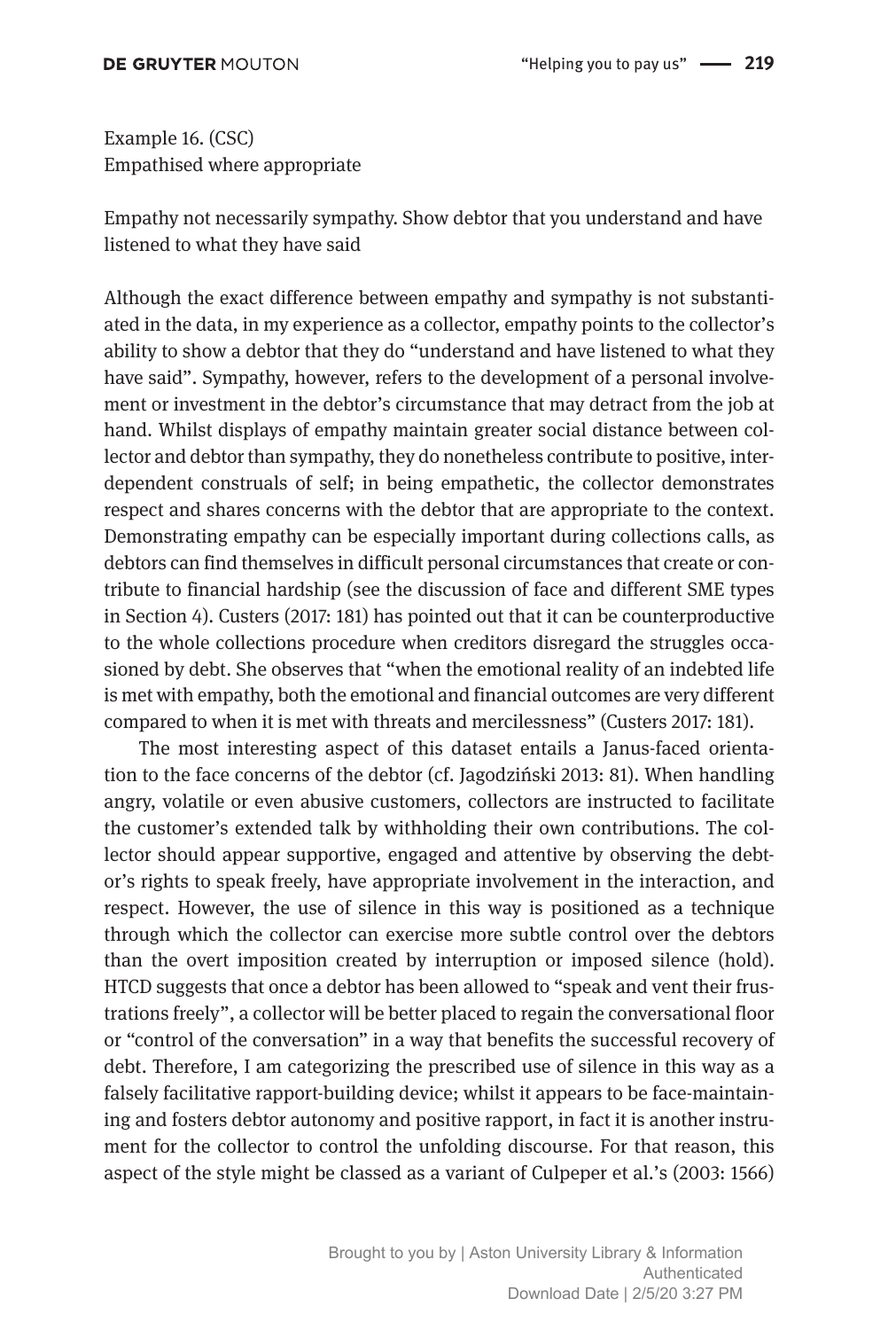Example 16. (CSC)
Empathised where appropriate

Empathy not necessarily sympathy. Show debtor that you understand and have listened to what they have said

Although the exact difference between empathy and sympathy is not substantiated in the data, in my experience as a collector, empathy points to the collector's ability to show a debtor that they do "understand and have listened to what they have said". Sympathy, however, refers to the development of a personal involvement or investment in the debtor's circumstance that may detract from the job at hand. Whilst displays of empathy maintain greater social distance between collector and debtor than sympathy, they do nonetheless contribute to positive, interdependent construals of self; in being empathetic, the collector demonstrates respect and shares concerns with the debtor that are appropriate to the context. Demonstrating empathy can be especially important during collections calls, as debtors can find themselves in difficult personal circumstances that create or contribute to financial hardship (see the discussion of face and different SME types in Section 4). Custers (2017: 181) has pointed out that it can be counterproductive to the whole collections procedure when creditors disregard the struggles occasioned by debt. She observes that "when the emotional reality of an indebted life is met with empathy, both the emotional and financial outcomes are very different compared to when it is met with threats and mercilessness" (Custers 2017: 181).

The most interesting aspect of this dataset entails a Janus-faced orientation to the face concerns of the debtor (cf. Jagodziński 2013: 81). When handling angry, volatile or even abusive customers, collectors are instructed to facilitate the customer's extended talk by withholding their own contributions. The collector should appear supportive, engaged and attentive by observing the debtor's rights to speak freely, have appropriate involvement in the interaction, and respect. However, the use of silence in this way is positioned as a technique through which the collector can exercise more subtle control over the debtors than the overt imposition created by interruption or imposed silence (hold). HTCD suggests that once a debtor has been allowed to "speak and vent their frustrations freely", a collector will be better placed to regain the conversational floor or "control of the conversation" in a way that benefits the successful recovery of debt. Therefore, I am categorizing the prescribed use of silence in this way as a falsely facilitative rapport-building device; whilst it appears to be face-maintaining and fosters debtor autonomy and positive rapport, in fact it is another instrument for the collector to control the unfolding discourse. For that reason, this aspect of the style might be classed as a variant of Culpeper et al.'s (2003: 1566)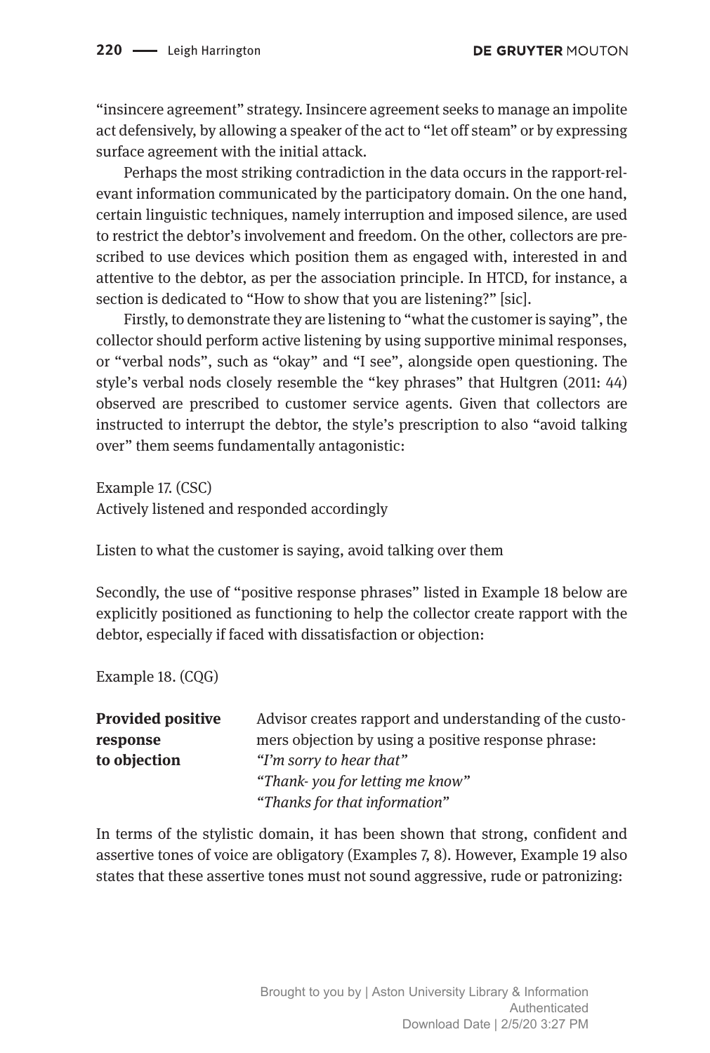"insincere agreement" strategy. Insincere agreement seeks to manage an impolite act defensively, by allowing a speaker of the act to "let off steam" or by expressing surface agreement with the initial attack.

Perhaps the most striking contradiction in the data occurs in the rapport-relevant information communicated by the participatory domain. On the one hand, certain linguistic techniques, namely interruption and imposed silence, are used to restrict the debtor's involvement and freedom. On the other, collectors are prescribed to use devices which position them as engaged with, interested in and attentive to the debtor, as per the association principle. In HTCD, for instance, a section is dedicated to "How to show that you are listening?" [sic].

Firstly, to demonstrate they are listening to "what the customer is saying", the collector should perform active listening by using supportive minimal responses, or "verbal nods", such as "okay" and "I see", alongside open questioning. The style's verbal nods closely resemble the "key phrases" that Hultgren (2011: 44) observed are prescribed to customer service agents. Given that collectors are instructed to interrupt the debtor, the style's prescription to also "avoid talking over" them seems fundamentally antagonistic:

Example 17. (CSC)
Actively listened and responded accordingly

Listen to what the customer is saying, avoid talking over them

Secondly, the use of "positive response phrases" listed in Example 18 below are explicitly positioned as functioning to help the collector create rapport with the debtor, especially if faced with dissatisfaction or objection:

Example 18. (CQG)

| | |
|---|---|
| **Provided positive response to objection** | Advisor creates rapport and understanding of the customers objection by using a positive response phrase:<br>*"I'm sorry to hear that"*<br>*"Thank- you for letting me know"*<br>*"Thanks for that information"* |

In terms of the stylistic domain, it has been shown that strong, confident and assertive tones of voice are obligatory (Examples 7, 8). However, Example 19 also states that these assertive tones must not sound aggressive, rude or patronizing: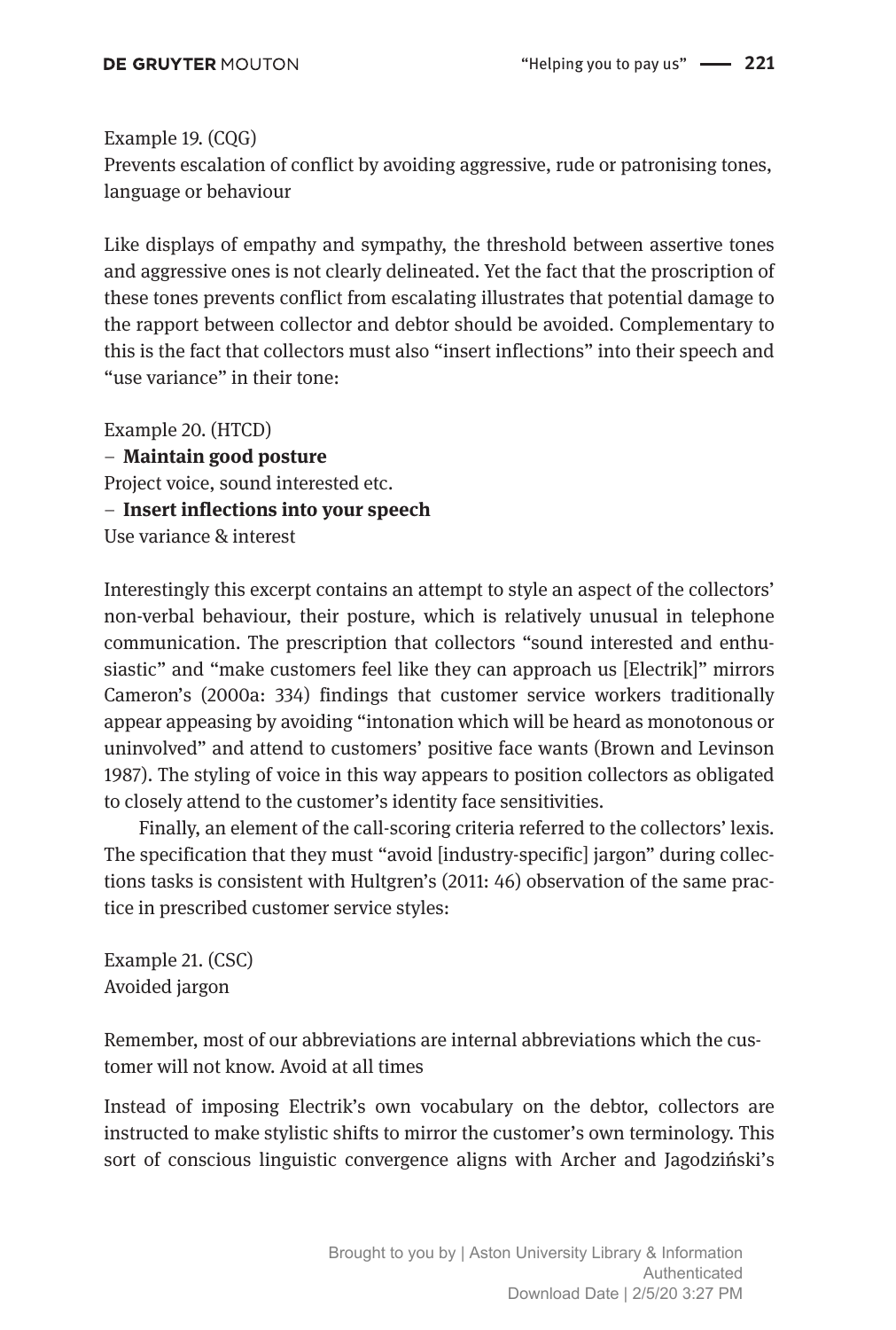Example 19. (CQG)
Prevents escalation of conflict by avoiding aggressive, rude or patronising tones, language or behaviour

Like displays of empathy and sympathy, the threshold between assertive tones and aggressive ones is not clearly delineated. Yet the fact that the proscription of these tones prevents conflict from escalating illustrates that potential damage to the rapport between collector and debtor should be avoided. Complementary to this is the fact that collectors must also "insert inflections" into their speech and "use variance" in their tone:

Example 20. (HTCD)
– **Maintain good posture**
Project voice, sound interested etc.
– **Insert inflections into your speech**
Use variance & interest

Interestingly this excerpt contains an attempt to style an aspect of the collectors' non-verbal behaviour, their posture, which is relatively unusual in telephone communication. The prescription that collectors "sound interested and enthusiastic" and "make customers feel like they can approach us [Electrik]" mirrors Cameron's (2000a: 334) findings that customer service workers traditionally appear appeasing by avoiding "intonation which will be heard as monotonous or uninvolved" and attend to customers' positive face wants (Brown and Levinson 1987). The styling of voice in this way appears to position collectors as obligated to closely attend to the customer's identity face sensitivities.

Finally, an element of the call-scoring criteria referred to the collectors' lexis. The specification that they must "avoid [industry-specific] jargon" during collections tasks is consistent with Hultgren's (2011: 46) observation of the same practice in prescribed customer service styles:

Example 21. (CSC)
Avoided jargon

Remember, most of our abbreviations are internal abbreviations which the customer will not know. Avoid at all times

Instead of imposing Electrik's own vocabulary on the debtor, collectors are instructed to make stylistic shifts to mirror the customer's own terminology. This sort of conscious linguistic convergence aligns with Archer and Jagodziński's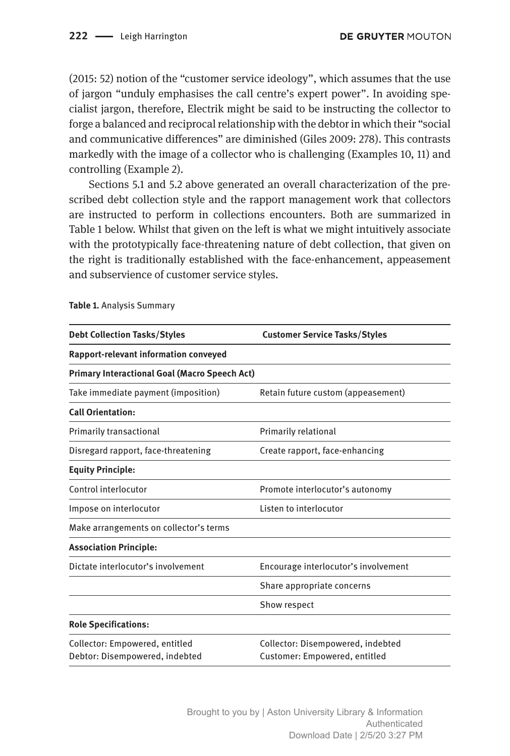(2015: 52) notion of the "customer service ideology", which assumes that the use of jargon "unduly emphasises the call centre's expert power". In avoiding specialist jargon, therefore, Electrik might be said to be instructing the collector to forge a balanced and reciprocal relationship with the debtor in which their "social and communicative differences" are diminished (Giles 2009: 278). This contrasts markedly with the image of a collector who is challenging (Examples 10, 11) and controlling (Example 2).

Sections 5.1 and 5.2 above generated an overall characterization of the prescribed debt collection style and the rapport management work that collectors are instructed to perform in collections encounters. Both are summarized in Table 1 below. Whilst that given on the left is what we might intuitively associate with the prototypically face-threatening nature of debt collection, that given on the right is traditionally established with the face-enhancement, appeasement and subservience of customer service styles.

**Table 1.** Analysis Summary

| **Debt Collection Tasks/Styles** | **Customer Service Tasks/Styles** |
|---|---|
| **Rapport-relevant information conveyed** | |
| **Primary Interactional Goal (Macro Speech Act)** | |
| Take immediate payment (imposition) | Retain future custom (appeasement) |
| **Call Orientation:** | |
| Primarily transactional | Primarily relational |
| Disregard rapport, face-threatening | Create rapport, face-enhancing |
| **Equity Principle:** | |
| Control interlocutor | Promote interlocutor's autonomy |
| Impose on interlocutor | Listen to interlocutor |
| Make arrangements on collector's terms | |
| **Association Principle:** | |
| Dictate interlocutor's involvement | Encourage interlocutor's involvement |
| | Share appropriate concerns |
| | Show respect |
| **Role Specifications:** | |
| Collector: Empowered, entitled<br>Debtor: Disempowered, indebted | Collector: Disempowered, indebted<br>Customer: Empowered, entitled |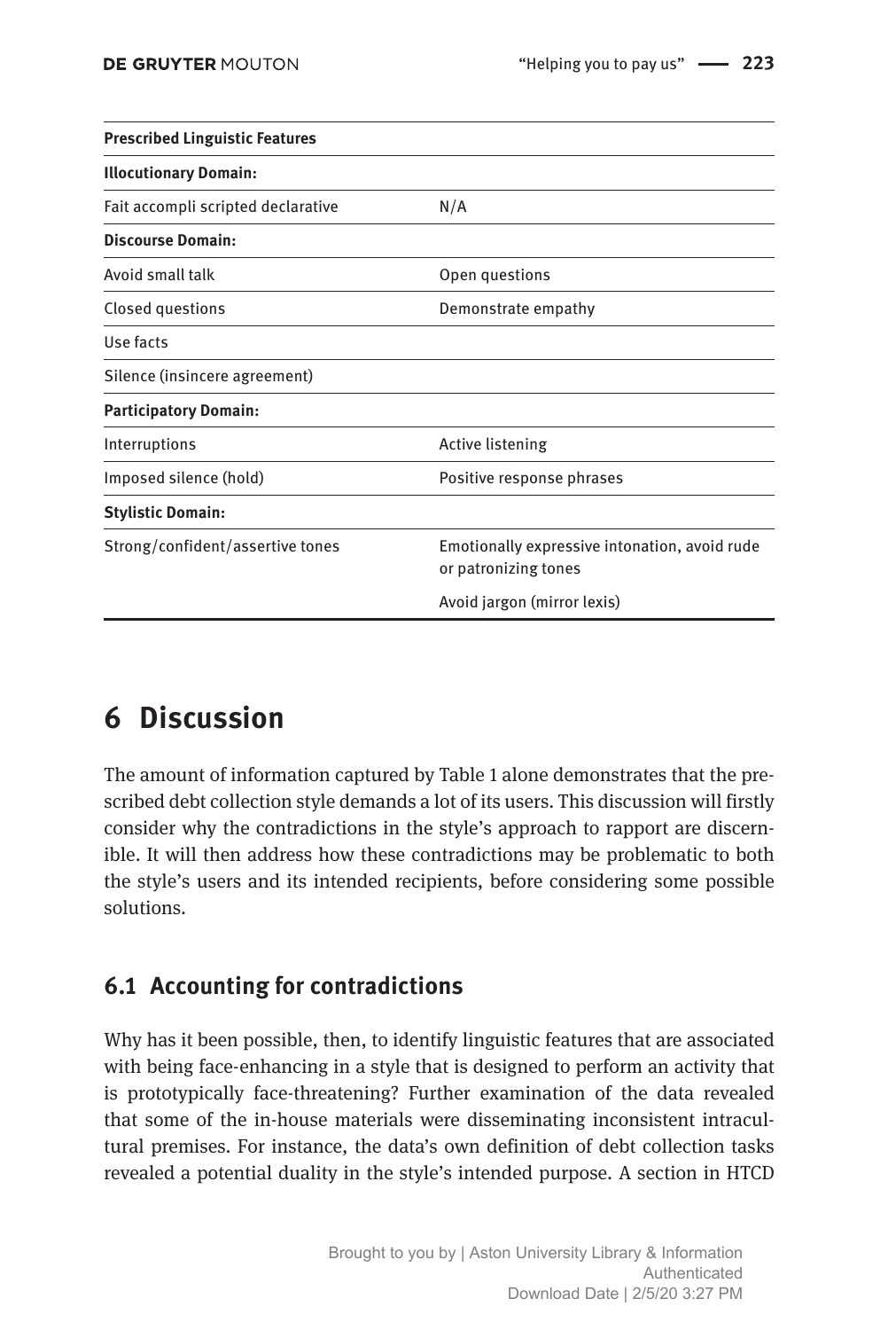| Prescribed Linguistic Features | |
|---|---|
| **Illocutionary Domain:** | |
| Fait accompli scripted declarative | N/A |
| **Discourse Domain:** | |
| Avoid small talk | Open questions |
| Closed questions | Demonstrate empathy |
| Use facts | |
| Silence (insincere agreement) | |
| **Participatory Domain:** | |
| Interruptions | Active listening |
| Imposed silence (hold) | Positive response phrases |
| **Stylistic Domain:** | |
| Strong/confident/assertive tones | Emotionally expressive intonation, avoid rude or patronizing tones |
| | Avoid jargon (mirror lexis) |

# 6 Discussion

The amount of information captured by Table 1 alone demonstrates that the prescribed debt collection style demands a lot of its users. This discussion will firstly consider why the contradictions in the style's approach to rapport are discernible. It will then address how these contradictions may be problematic to both the style's users and its intended recipients, before considering some possible solutions.

## 6.1 Accounting for contradictions

Why has it been possible, then, to identify linguistic features that are associated with being face-enhancing in a style that is designed to perform an activity that is prototypically face-threatening? Further examination of the data revealed that some of the in-house materials were disseminating inconsistent intracultural premises. For instance, the data's own definition of debt collection tasks revealed a potential duality in the style's intended purpose. A section in HTCD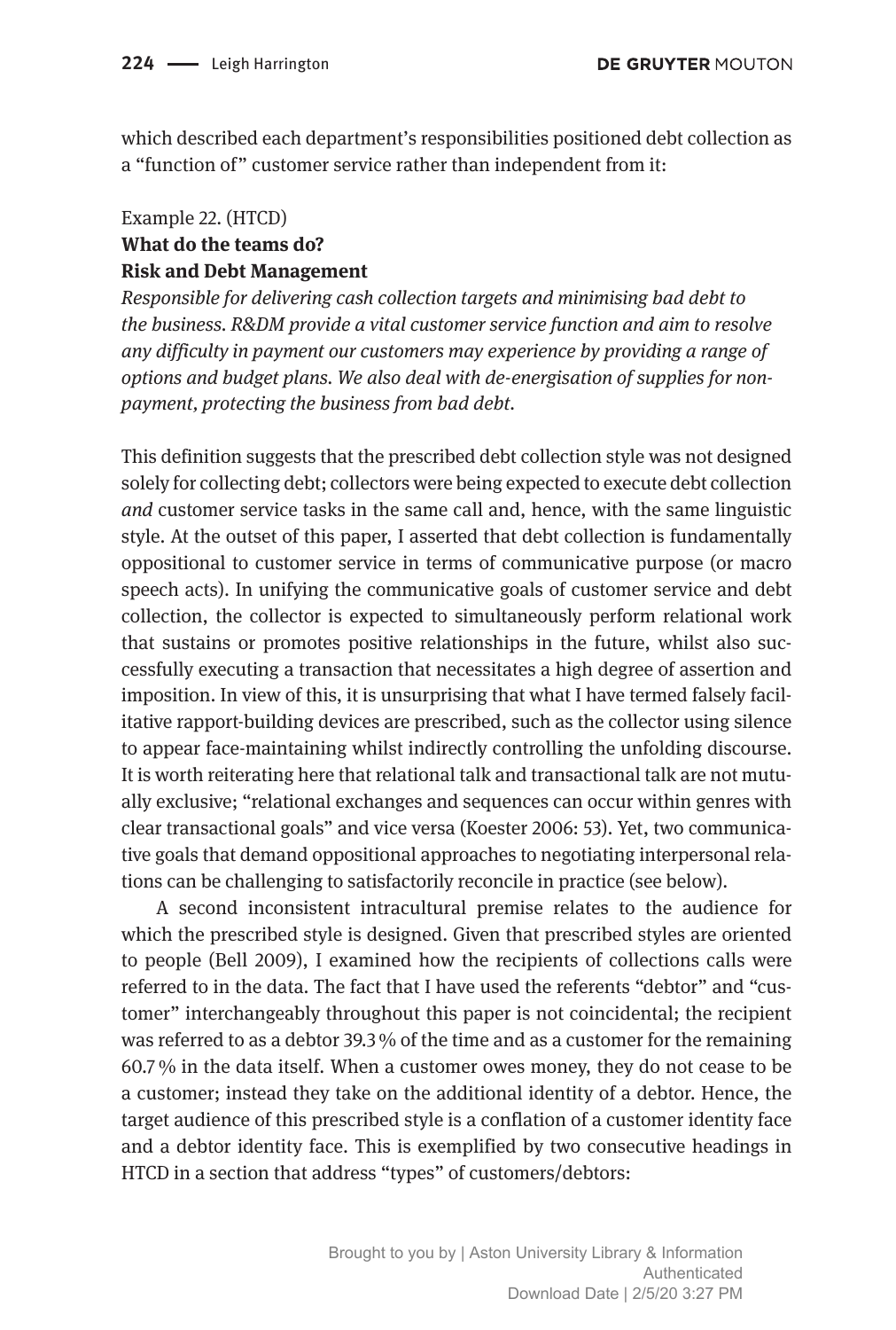which described each department's responsibilities positioned debt collection as a "function of" customer service rather than independent from it:

Example 22. (HTCD)
**What do the teams do?**
**Risk and Debt Management**
*Responsible for delivering cash collection targets and minimising bad debt to the business. R&DM provide a vital customer service function and aim to resolve any difficulty in payment our customers may experience by providing a range of options and budget plans. We also deal with de-energisation of supplies for non-payment, protecting the business from bad debt.*

This definition suggests that the prescribed debt collection style was not designed solely for collecting debt; collectors were being expected to execute debt collection *and* customer service tasks in the same call and, hence, with the same linguistic style. At the outset of this paper, I asserted that debt collection is fundamentally oppositional to customer service in terms of communicative purpose (or macro speech acts). In unifying the communicative goals of customer service and debt collection, the collector is expected to simultaneously perform relational work that sustains or promotes positive relationships in the future, whilst also successfully executing a transaction that necessitates a high degree of assertion and imposition. In view of this, it is unsurprising that what I have termed falsely facilitative rapport-building devices are prescribed, such as the collector using silence to appear face-maintaining whilst indirectly controlling the unfolding discourse. It is worth reiterating here that relational talk and transactional talk are not mutually exclusive; "relational exchanges and sequences can occur within genres with clear transactional goals" and vice versa (Koester 2006: 53). Yet, two communicative goals that demand oppositional approaches to negotiating interpersonal relations can be challenging to satisfactorily reconcile in practice (see below).

A second inconsistent intracultural premise relates to the audience for which the prescribed style is designed. Given that prescribed styles are oriented to people (Bell 2009), I examined how the recipients of collections calls were referred to in the data. The fact that I have used the referents "debtor" and "customer" interchangeably throughout this paper is not coincidental; the recipient was referred to as a debtor 39.3 % of the time and as a customer for the remaining 60.7 % in the data itself. When a customer owes money, they do not cease to be a customer; instead they take on the additional identity of a debtor. Hence, the target audience of this prescribed style is a conflation of a customer identity face and a debtor identity face. This is exemplified by two consecutive headings in HTCD in a section that address "types" of customers/debtors: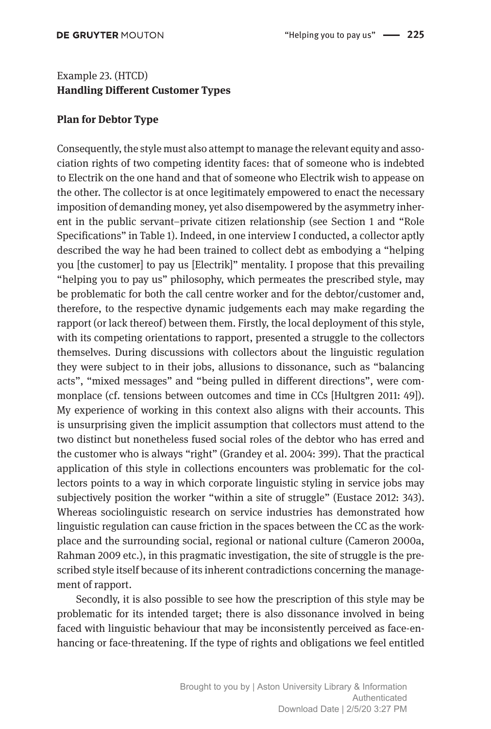Example 23. (HTCD)
**Handling Different Customer Types**

**Plan for Debtor Type**

Consequently, the style must also attempt to manage the relevant equity and association rights of two competing identity faces: that of someone who is indebted to Electrik on the one hand and that of someone who Electrik wish to appease on the other. The collector is at once legitimately empowered to enact the necessary imposition of demanding money, yet also disempowered by the asymmetry inherent in the public servant–private citizen relationship (see Section 1 and "Role Specifications" in Table 1). Indeed, in one interview I conducted, a collector aptly described the way he had been trained to collect debt as embodying a "helping you [the customer] to pay us [Electrik]" mentality. I propose that this prevailing "helping you to pay us" philosophy, which permeates the prescribed style, may be problematic for both the call centre worker and for the debtor/customer and, therefore, to the respective dynamic judgements each may make regarding the rapport (or lack thereof) between them. Firstly, the local deployment of this style, with its competing orientations to rapport, presented a struggle to the collectors themselves. During discussions with collectors about the linguistic regulation they were subject to in their jobs, allusions to dissonance, such as "balancing acts", "mixed messages" and "being pulled in different directions", were commonplace (cf. tensions between outcomes and time in CCs [Hultgren 2011: 49]). My experience of working in this context also aligns with their accounts. This is unsurprising given the implicit assumption that collectors must attend to the two distinct but nonetheless fused social roles of the debtor who has erred and the customer who is always "right" (Grandey et al. 2004: 399). That the practical application of this style in collections encounters was problematic for the collectors points to a way in which corporate linguistic styling in service jobs may subjectively position the worker "within a site of struggle" (Eustace 2012: 343). Whereas sociolinguistic research on service industries has demonstrated how linguistic regulation can cause friction in the spaces between the CC as the workplace and the surrounding social, regional or national culture (Cameron 2000a, Rahman 2009 etc.), in this pragmatic investigation, the site of struggle is the prescribed style itself because of its inherent contradictions concerning the management of rapport.

Secondly, it is also possible to see how the prescription of this style may be problematic for its intended target; there is also dissonance involved in being faced with linguistic behaviour that may be inconsistently perceived as face-enhancing or face-threatening. If the type of rights and obligations we feel entitled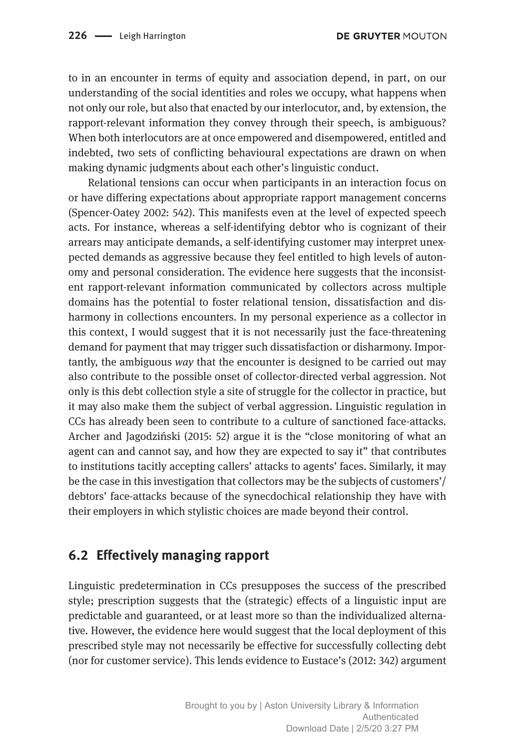to in an encounter in terms of equity and association depend, in part, on our understanding of the social identities and roles we occupy, what happens when not only our role, but also that enacted by our interlocutor, and, by extension, the rapport-relevant information they convey through their speech, is ambiguous? When both interlocutors are at once empowered and disempowered, entitled and indebted, two sets of conflicting behavioural expectations are drawn on when making dynamic judgments about each other's linguistic conduct.

Relational tensions can occur when participants in an interaction focus on or have differing expectations about appropriate rapport management concerns (Spencer-Oatey 2002: 542). This manifests even at the level of expected speech acts. For instance, whereas a self-identifying debtor who is cognizant of their arrears may anticipate demands, a self-identifying customer may interpret unexpected demands as aggressive because they feel entitled to high levels of autonomy and personal consideration. The evidence here suggests that the inconsistent rapport-relevant information communicated by collectors across multiple domains has the potential to foster relational tension, dissatisfaction and disharmony in collections encounters. In my personal experience as a collector in this context, I would suggest that it is not necessarily just the face-threatening demand for payment that may trigger such dissatisfaction or disharmony. Importantly, the ambiguous *way* that the encounter is designed to be carried out may also contribute to the possible onset of collector-directed verbal aggression. Not only is this debt collection style a site of struggle for the collector in practice, but it may also make them the subject of verbal aggression. Linguistic regulation in CCs has already been seen to contribute to a culture of sanctioned face-attacks. Archer and Jagodziński (2015: 52) argue it is the "close monitoring of what an agent can and cannot say, and how they are expected to say it" that contributes to institutions tacitly accepting callers' attacks to agents' faces. Similarly, it may be the case in this investigation that collectors may be the subjects of customers'/ debtors' face-attacks because of the synecdochical relationship they have with their employers in which stylistic choices are made beyond their control.

## 6.2 Effectively managing rapport

Linguistic predetermination in CCs presupposes the success of the prescribed style; prescription suggests that the (strategic) effects of a linguistic input are predictable and guaranteed, or at least more so than the individualized alternative. However, the evidence here would suggest that the local deployment of this prescribed style may not necessarily be effective for successfully collecting debt (nor for customer service). This lends evidence to Eustace's (2012: 342) argument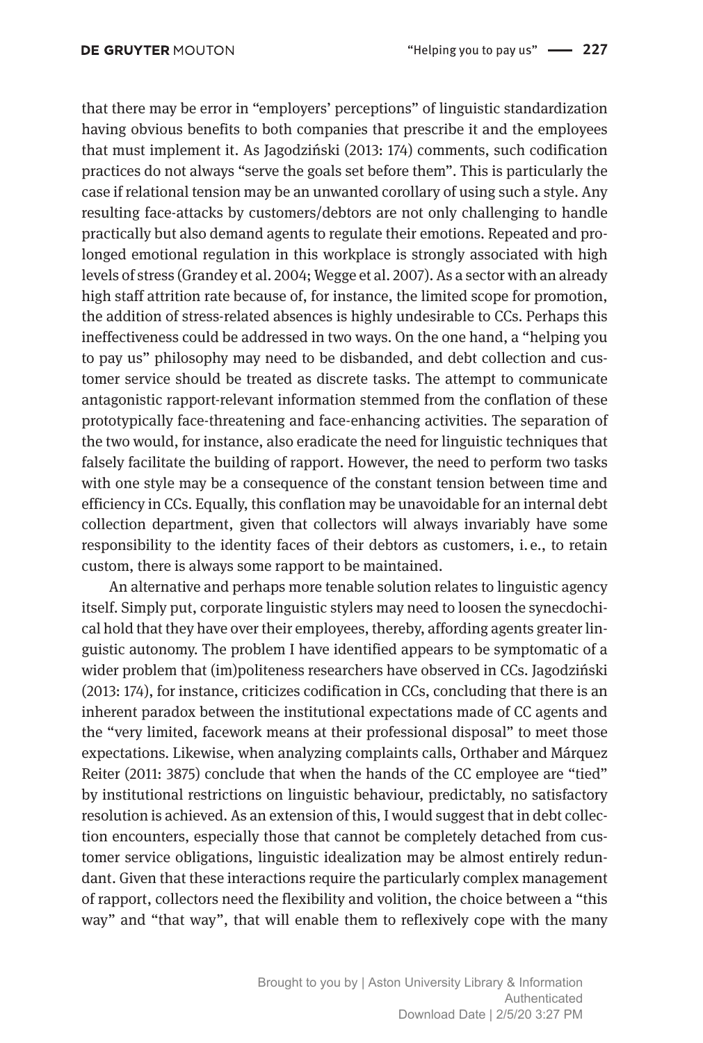that there may be error in "employers' perceptions" of linguistic standardization having obvious benefits to both companies that prescribe it and the employees that must implement it. As Jagodziński (2013: 174) comments, such codification practices do not always "serve the goals set before them". This is particularly the case if relational tension may be an unwanted corollary of using such a style. Any resulting face-attacks by customers/debtors are not only challenging to handle practically but also demand agents to regulate their emotions. Repeated and prolonged emotional regulation in this workplace is strongly associated with high levels of stress (Grandey et al. 2004; Wegge et al. 2007). As a sector with an already high staff attrition rate because of, for instance, the limited scope for promotion, the addition of stress-related absences is highly undesirable to CCs. Perhaps this ineffectiveness could be addressed in two ways. On the one hand, a "helping you to pay us" philosophy may need to be disbanded, and debt collection and customer service should be treated as discrete tasks. The attempt to communicate antagonistic rapport-relevant information stemmed from the conflation of these prototypically face-threatening and face-enhancing activities. The separation of the two would, for instance, also eradicate the need for linguistic techniques that falsely facilitate the building of rapport. However, the need to perform two tasks with one style may be a consequence of the constant tension between time and efficiency in CCs. Equally, this conflation may be unavoidable for an internal debt collection department, given that collectors will always invariably have some responsibility to the identity faces of their debtors as customers, i. e., to retain custom, there is always some rapport to be maintained.

An alternative and perhaps more tenable solution relates to linguistic agency itself. Simply put, corporate linguistic stylers may need to loosen the synecdochical hold that they have over their employees, thereby, affording agents greater linguistic autonomy. The problem I have identified appears to be symptomatic of a wider problem that (im)politeness researchers have observed in CCs. Jagodziński (2013: 174), for instance, criticizes codification in CCs, concluding that there is an inherent paradox between the institutional expectations made of CC agents and the "very limited, facework means at their professional disposal" to meet those expectations. Likewise, when analyzing complaints calls, Orthaber and Márquez Reiter (2011: 3875) conclude that when the hands of the CC employee are "tied" by institutional restrictions on linguistic behaviour, predictably, no satisfactory resolution is achieved. As an extension of this, I would suggest that in debt collection encounters, especially those that cannot be completely detached from customer service obligations, linguistic idealization may be almost entirely redundant. Given that these interactions require the particularly complex management of rapport, collectors need the flexibility and volition, the choice between a "this way" and "that way", that will enable them to reflexively cope with the many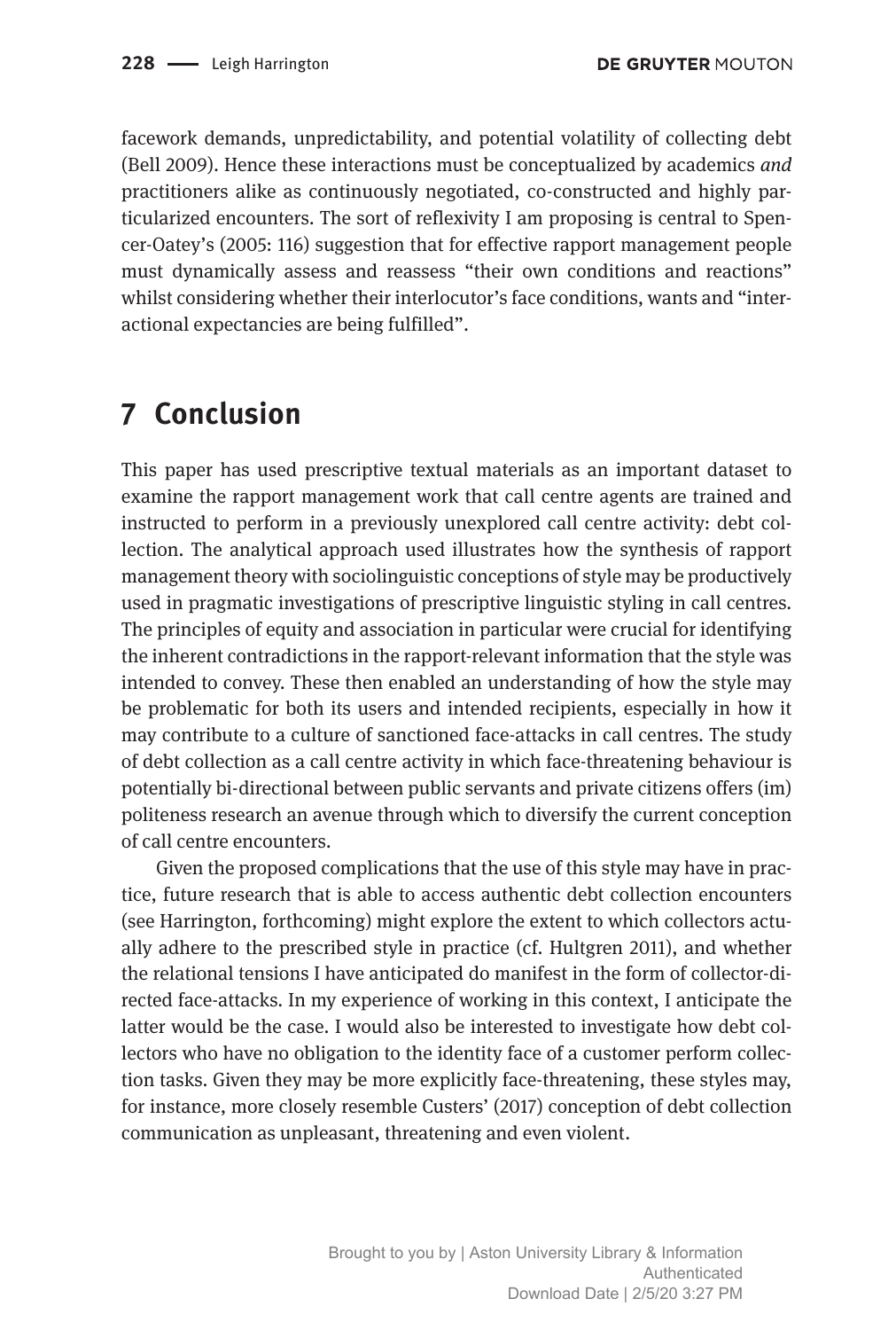facework demands, unpredictability, and potential volatility of collecting debt (Bell 2009). Hence these interactions must be conceptualized by academics *and* practitioners alike as continuously negotiated, co-constructed and highly particularized encounters. The sort of reflexivity I am proposing is central to Spencer-Oatey's (2005: 116) suggestion that for effective rapport management people must dynamically assess and reassess "their own conditions and reactions" whilst considering whether their interlocutor's face conditions, wants and "interactional expectancies are being fulfilled".

## 7 Conclusion

This paper has used prescriptive textual materials as an important dataset to examine the rapport management work that call centre agents are trained and instructed to perform in a previously unexplored call centre activity: debt collection. The analytical approach used illustrates how the synthesis of rapport management theory with sociolinguistic conceptions of style may be productively used in pragmatic investigations of prescriptive linguistic styling in call centres. The principles of equity and association in particular were crucial for identifying the inherent contradictions in the rapport-relevant information that the style was intended to convey. These then enabled an understanding of how the style may be problematic for both its users and intended recipients, especially in how it may contribute to a culture of sanctioned face-attacks in call centres. The study of debt collection as a call centre activity in which face-threatening behaviour is potentially bi-directional between public servants and private citizens offers (im)politeness research an avenue through which to diversify the current conception of call centre encounters.

Given the proposed complications that the use of this style may have in practice, future research that is able to access authentic debt collection encounters (see Harrington, forthcoming) might explore the extent to which collectors actually adhere to the prescribed style in practice (cf. Hultgren 2011), and whether the relational tensions I have anticipated do manifest in the form of collector-directed face-attacks. In my experience of working in this context, I anticipate the latter would be the case. I would also be interested to investigate how debt collectors who have no obligation to the identity face of a customer perform collection tasks. Given they may be more explicitly face-threatening, these styles may, for instance, more closely resemble Custers' (2017) conception of debt collection communication as unpleasant, threatening and even violent.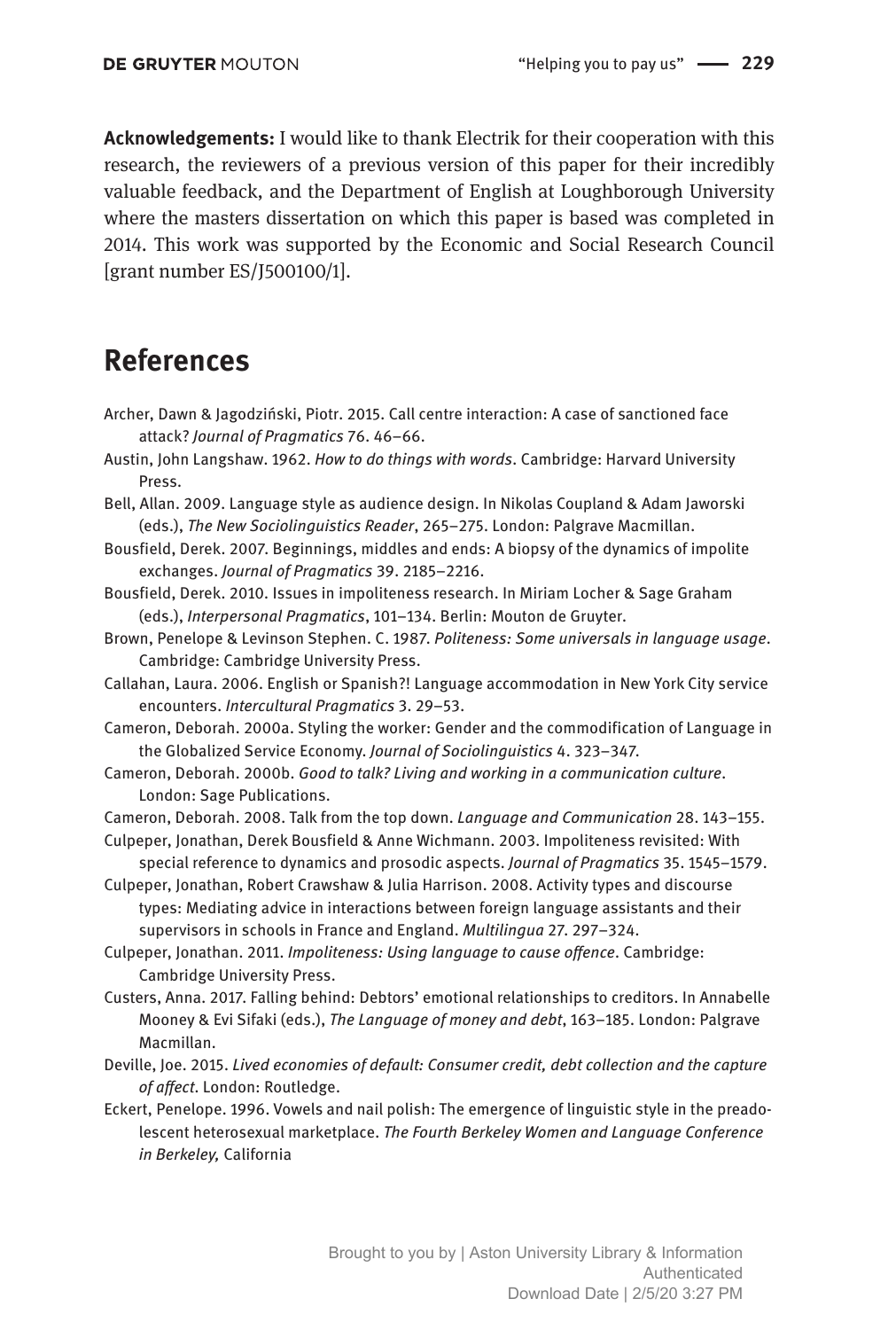**Acknowledgements:** I would like to thank Electrik for their cooperation with this research, the reviewers of a previous version of this paper for their incredibly valuable feedback, and the Department of English at Loughborough University where the masters dissertation on which this paper is based was completed in 2014. This work was supported by the Economic and Social Research Council [grant number ES/J500100/1].

# References

Archer, Dawn & Jagodziński, Piotr. 2015. Call centre interaction: A case of sanctioned face attack? *Journal of Pragmatics* 76. 46–66.

Austin, John Langshaw. 1962. *How to do things with words*. Cambridge: Harvard University Press.

Bell, Allan. 2009. Language style as audience design. In Nikolas Coupland & Adam Jaworski (eds.), *The New Sociolinguistics Reader*, 265–275. London: Palgrave Macmillan.

Bousfield, Derek. 2007. Beginnings, middles and ends: A biopsy of the dynamics of impolite exchanges. *Journal of Pragmatics* 39. 2185–2216.

Bousfield, Derek. 2010. Issues in impoliteness research. In Miriam Locher & Sage Graham (eds.), *Interpersonal Pragmatics*, 101–134. Berlin: Mouton de Gruyter.

Brown, Penelope & Levinson Stephen. C. 1987. *Politeness: Some universals in language usage*. Cambridge: Cambridge University Press.

Callahan, Laura. 2006. English or Spanish?! Language accommodation in New York City service encounters. *Intercultural Pragmatics* 3. 29–53.

Cameron, Deborah. 2000a. Styling the worker: Gender and the commodification of Language in the Globalized Service Economy. *Journal of Sociolinguistics* 4. 323–347.

Cameron, Deborah. 2000b. *Good to talk? Living and working in a communication culture*. London: Sage Publications.

Cameron, Deborah. 2008. Talk from the top down. *Language and Communication* 28. 143–155.

Culpeper, Jonathan, Derek Bousfield & Anne Wichmann. 2003. Impoliteness revisited: With special reference to dynamics and prosodic aspects. *Journal of Pragmatics* 35. 1545–1579.

Culpeper, Jonathan, Robert Crawshaw & Julia Harrison. 2008. Activity types and discourse types: Mediating advice in interactions between foreign language assistants and their supervisors in schools in France and England. *Multilingua* 27. 297–324.

Culpeper, Jonathan. 2011. *Impoliteness: Using language to cause offence*. Cambridge: Cambridge University Press.

Custers, Anna. 2017. Falling behind: Debtors' emotional relationships to creditors. In Annabelle Mooney & Evi Sifaki (eds.), *The Language of money and debt*, 163–185. London: Palgrave Macmillan.

Deville, Joe. 2015. *Lived economies of default: Consumer credit, debt collection and the capture of affect*. London: Routledge.

Eckert, Penelope. 1996. Vowels and nail polish: The emergence of linguistic style in the preadolescent heterosexual marketplace. *The Fourth Berkeley Women and Language Conference in Berkeley,* California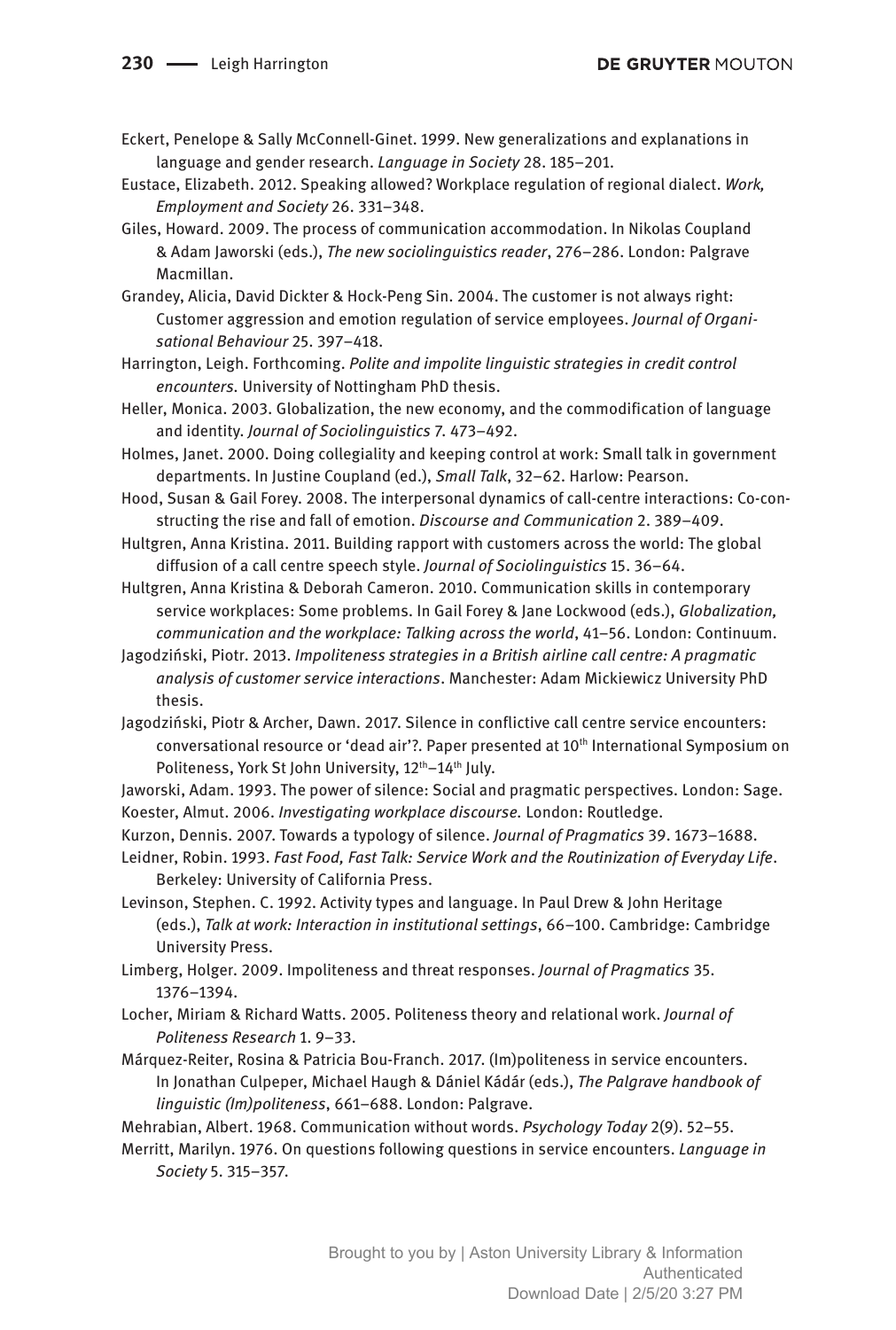Eckert, Penelope & Sally McConnell-Ginet. 1999. New generalizations and explanations in language and gender research. *Language in Society* 28. 185–201.

Eustace, Elizabeth. 2012. Speaking allowed? Workplace regulation of regional dialect. *Work, Employment and Society* 26. 331–348.

Giles, Howard. 2009. The process of communication accommodation. In Nikolas Coupland & Adam Jaworski (eds.), *The new sociolinguistics reader*, 276–286. London: Palgrave Macmillan.

Grandey, Alicia, David Dickter & Hock-Peng Sin. 2004. The customer is not always right: Customer aggression and emotion regulation of service employees. *Journal of Organisational Behaviour* 25. 397–418.

Harrington, Leigh. Forthcoming. *Polite and impolite linguistic strategies in credit control encounters.* University of Nottingham PhD thesis.

Heller, Monica. 2003. Globalization, the new economy, and the commodification of language and identity. *Journal of Sociolinguistics* 7. 473–492.

Holmes, Janet. 2000. Doing collegiality and keeping control at work: Small talk in government departments. In Justine Coupland (ed.), *Small Talk*, 32–62. Harlow: Pearson.

Hood, Susan & Gail Forey. 2008. The interpersonal dynamics of call-centre interactions: Co-constructing the rise and fall of emotion. *Discourse and Communication* 2. 389–409.

Hultgren, Anna Kristina. 2011. Building rapport with customers across the world: The global diffusion of a call centre speech style. *Journal of Sociolinguistics* 15. 36–64.

Hultgren, Anna Kristina & Deborah Cameron. 2010. Communication skills in contemporary service workplaces: Some problems. In Gail Forey & Jane Lockwood (eds.), *Globalization, communication and the workplace: Talking across the world*, 41–56. London: Continuum.

Jagodziński, Piotr. 2013. *Impoliteness strategies in a British airline call centre: A pragmatic analysis of customer service interactions*. Manchester: Adam Mickiewicz University PhD thesis.

Jagodziński, Piotr & Archer, Dawn. 2017. Silence in conflictive call centre service encounters: conversational resource or 'dead air'?. Paper presented at 10th International Symposium on Politeness, York St John University, 12th–14th July.

Jaworski, Adam. 1993. The power of silence: Social and pragmatic perspectives. London: Sage.

Koester, Almut. 2006. *Investigating workplace discourse.* London: Routledge.

Kurzon, Dennis. 2007. Towards a typology of silence. *Journal of Pragmatics* 39. 1673–1688.

Leidner, Robin. 1993. *Fast Food, Fast Talk: Service Work and the Routinization of Everyday Life*. Berkeley: University of California Press.

Levinson, Stephen. C. 1992. Activity types and language. In Paul Drew & John Heritage (eds.), *Talk at work: Interaction in institutional settings*, 66–100. Cambridge: Cambridge University Press.

Limberg, Holger. 2009. Impoliteness and threat responses. *Journal of Pragmatics* 35. 1376–1394.

Locher, Miriam & Richard Watts. 2005. Politeness theory and relational work. *Journal of Politeness Research* 1. 9–33.

Márquez-Reiter, Rosina & Patricia Bou-Franch. 2017. (Im)politeness in service encounters. In Jonathan Culpeper, Michael Haugh & Dániel Kádár (eds.), *The Palgrave handbook of linguistic (Im)politeness*, 661–688. London: Palgrave.

Mehrabian, Albert. 1968. Communication without words. *Psychology Today* 2(9). 52–55.

Merritt, Marilyn. 1976. On questions following questions in service encounters. *Language in Society* 5. 315–357.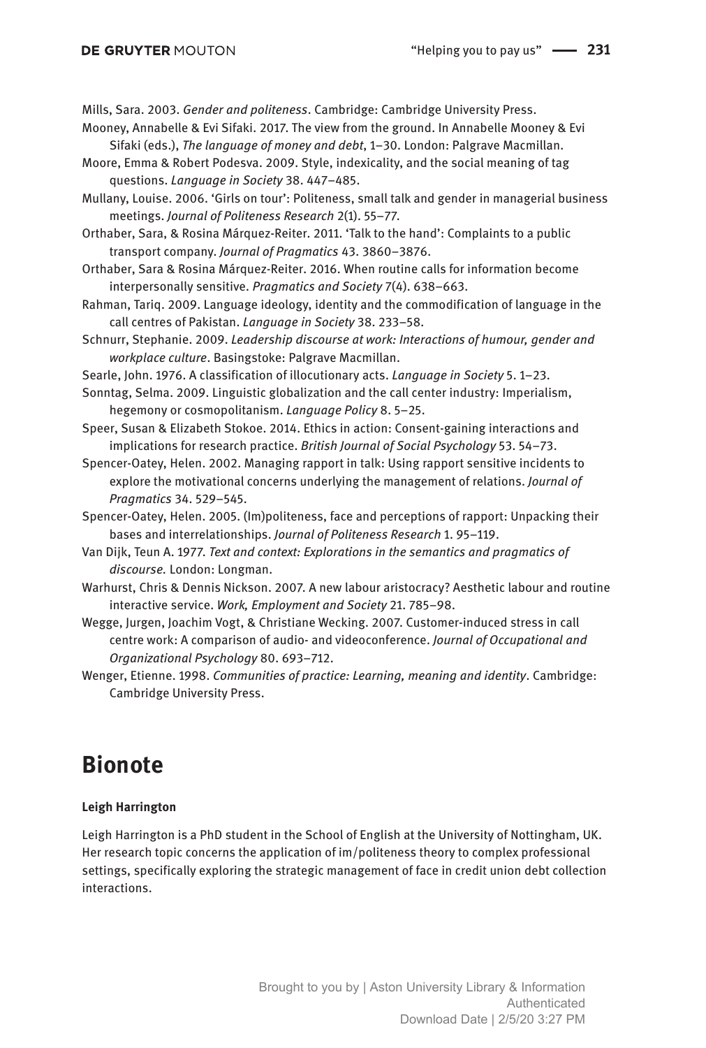Mills, Sara. 2003. *Gender and politeness*. Cambridge: Cambridge University Press.

Mooney, Annabelle & Evi Sifaki. 2017. The view from the ground. In Annabelle Mooney & Evi Sifaki (eds.), *The language of money and debt*, 1–30. London: Palgrave Macmillan.

Moore, Emma & Robert Podesva. 2009. Style, indexicality, and the social meaning of tag questions. *Language in Society* 38. 447–485.

Mullany, Louise. 2006. 'Girls on tour': Politeness, small talk and gender in managerial business meetings. *Journal of Politeness Research* 2(1). 55–77.

Orthaber, Sara, & Rosina Márquez-Reiter. 2011. 'Talk to the hand': Complaints to a public transport company. *Journal of Pragmatics* 43. 3860–3876.

Orthaber, Sara & Rosina Márquez-Reiter. 2016. When routine calls for information become interpersonally sensitive. *Pragmatics and Society* 7(4). 638–663.

Rahman, Tariq. 2009. Language ideology, identity and the commodification of language in the call centres of Pakistan. *Language in Society* 38. 233–58.

Schnurr, Stephanie. 2009. *Leadership discourse at work: Interactions of humour, gender and workplace culture*. Basingstoke: Palgrave Macmillan.

Searle, John. 1976. A classification of illocutionary acts. *Language in Society* 5. 1–23.

Sonntag, Selma. 2009. Linguistic globalization and the call center industry: Imperialism, hegemony or cosmopolitanism. *Language Policy* 8. 5–25.

Speer, Susan & Elizabeth Stokoe. 2014. Ethics in action: Consent-gaining interactions and implications for research practice. *British Journal of Social Psychology* 53. 54–73.

Spencer-Oatey, Helen. 2002. Managing rapport in talk: Using rapport sensitive incidents to explore the motivational concerns underlying the management of relations. *Journal of Pragmatics* 34. 529–545.

Spencer-Oatey, Helen. 2005. (Im)politeness, face and perceptions of rapport: Unpacking their bases and interrelationships. *Journal of Politeness Research* 1. 95–119.

Van Dijk, Teun A. 1977. *Text and context: Explorations in the semantics and pragmatics of discourse.* London: Longman.

Warhurst, Chris & Dennis Nickson. 2007. A new labour aristocracy? Aesthetic labour and routine interactive service. *Work, Employment and Society* 21. 785–98.

Wegge, Jurgen, Joachim Vogt, & Christiane Wecking. 2007. Customer-induced stress in call centre work: A comparison of audio- and videoconference. *Journal of Occupational and Organizational Psychology* 80. 693–712.

Wenger, Etienne. 1998. *Communities of practice: Learning, meaning and identity*. Cambridge: Cambridge University Press.

# Bionote

**Leigh Harrington**

Leigh Harrington is a PhD student in the School of English at the University of Nottingham, UK. Her research topic concerns the application of im/politeness theory to complex professional settings, specifically exploring the strategic management of face in credit union debt collection interactions.